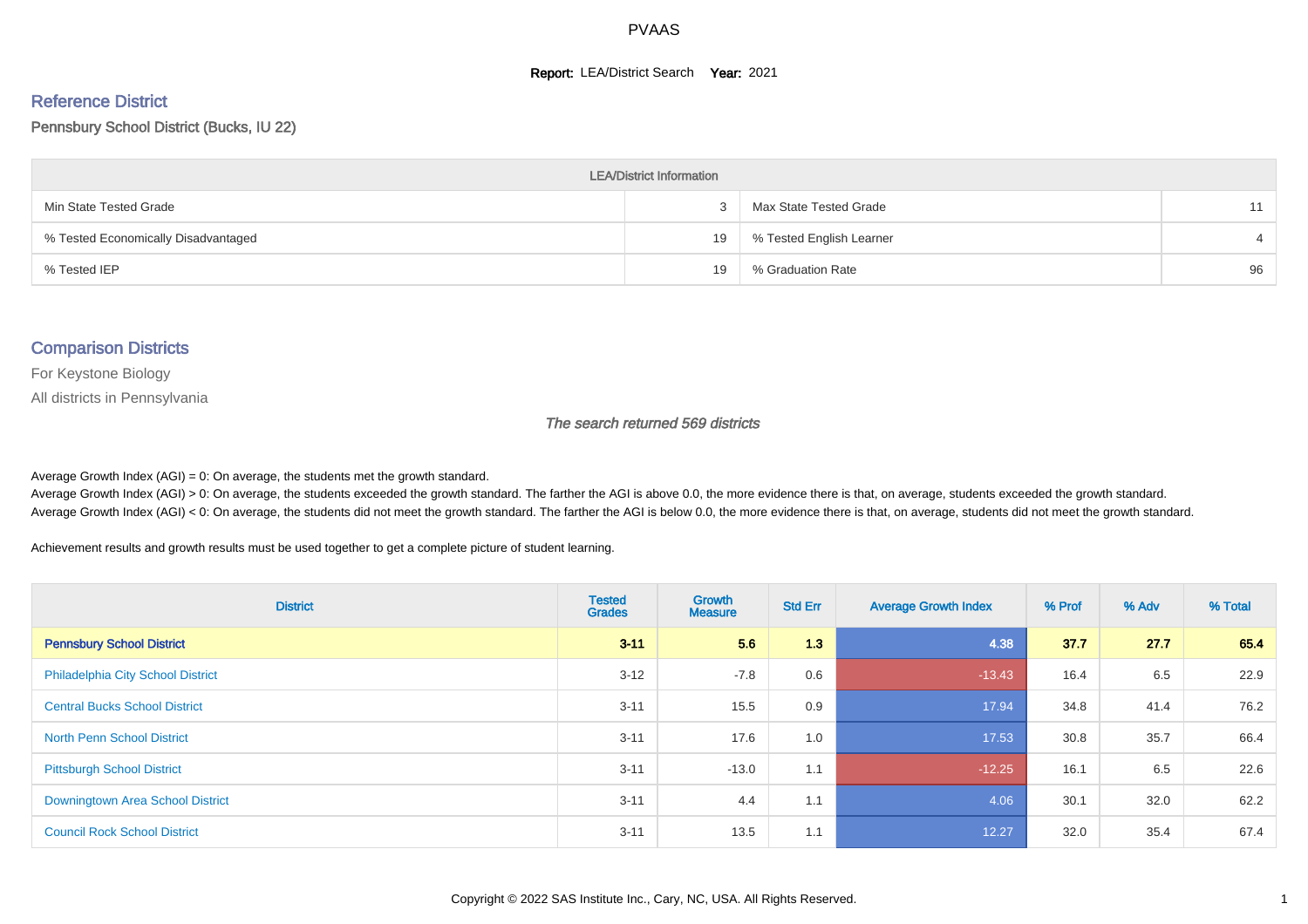PVAAS

**Report:** LEA/District Search **Year:** 2021

## Reference District

Pennsbury School District (Bucks, IU 22)

| LEA/District Information | | | |
|---|---|---|---|
| Min State Tested Grade | 3 | Max State Tested Grade | 11 |
| % Tested Economically Disadvantaged | 19 | % Tested English Learner | 4 |
| % Tested IEP | 19 | % Graduation Rate | 96 |

## Comparison Districts

For Keystone Biology

All districts in Pennsylvania

*The search returned 569 districts*

Average Growth Index (AGI) = 0: On average, the students met the growth standard.

Average Growth Index (AGI) > 0: On average, the students exceeded the growth standard. The farther the AGI is above 0.0, the more evidence there is that, on average, students exceeded the growth standard.

Average Growth Index (AGI) < 0: On average, the students did not meet the growth standard. The farther the AGI is below 0.0, the more evidence there is that, on average, students did not meet the growth standard.

Achievement results and growth results must be used together to get a complete picture of student learning.

| District | Tested Grades | Growth Measure | Std Err | Average Growth Index | % Prof | % Adv | % Total |
|---|---|---|---|---|---|---|---|
| **Pennsbury School District** | **3-11** | **5.6** | **1.3** | **4.38** | **37.7** | **27.7** | **65.4** |
| Philadelphia City School District | 3-12 | -7.8 | 0.6 | -13.43 | 16.4 | 6.5 | 22.9 |
| Central Bucks School District | 3-11 | 15.5 | 0.9 | 17.94 | 34.8 | 41.4 | 76.2 |
| North Penn School District | 3-11 | 17.6 | 1.0 | 17.53 | 30.8 | 35.7 | 66.4 |
| Pittsburgh School District | 3-11 | -13.0 | 1.1 | -12.25 | 16.1 | 6.5 | 22.6 |
| Downingtown Area School District | 3-11 | 4.4 | 1.1 | 4.06 | 30.1 | 32.0 | 62.2 |
| Council Rock School District | 3-11 | 13.5 | 1.1 | 12.27 | 32.0 | 35.4 | 67.4 |

Copyright © 2022 SAS Institute Inc., Cary, NC, USA. All Rights Reserved.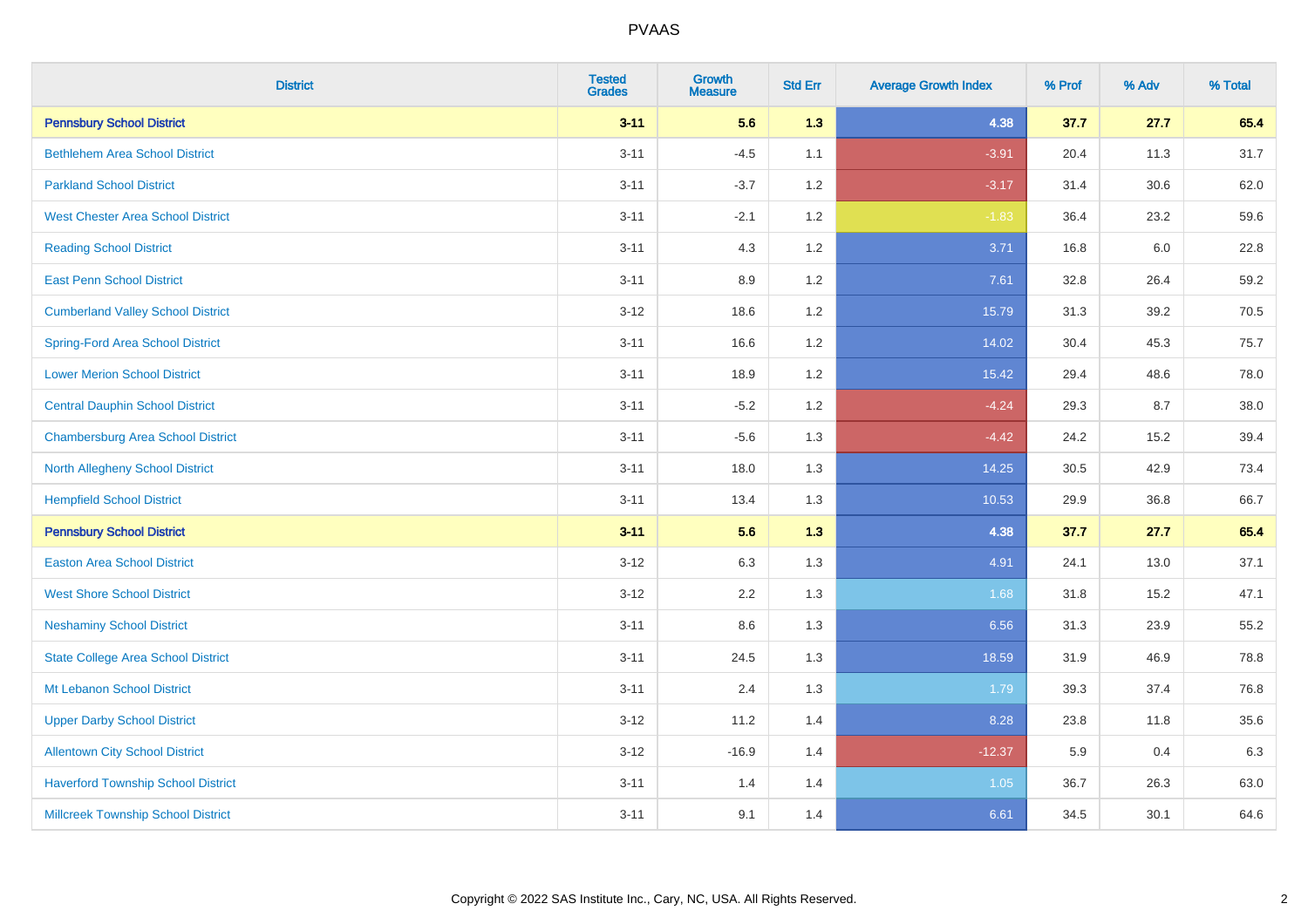# PVAAS

| District | Tested Grades | Growth Measure | Std Err | Average Growth Index | % Prof | % Adv | % Total |
|---|---|---|---|---|---|---|---|
| **Pennsbury School District** | **3-11** | **5.6** | **1.3** | **4.38** | **37.7** | **27.7** | **65.4** |
| Bethlehem Area School District | 3-11 | -4.5 | 1.1 | -3.91 | 20.4 | 11.3 | 31.7 |
| Parkland School District | 3-11 | -3.7 | 1.2 | -3.17 | 31.4 | 30.6 | 62.0 |
| West Chester Area School District | 3-11 | -2.1 | 1.2 | -1.83 | 36.4 | 23.2 | 59.6 |
| Reading School District | 3-11 | 4.3 | 1.2 | 3.71 | 16.8 | 6.0 | 22.8 |
| East Penn School District | 3-11 | 8.9 | 1.2 | 7.61 | 32.8 | 26.4 | 59.2 |
| Cumberland Valley School District | 3-12 | 18.6 | 1.2 | 15.79 | 31.3 | 39.2 | 70.5 |
| Spring-Ford Area School District | 3-11 | 16.6 | 1.2 | 14.02 | 30.4 | 45.3 | 75.7 |
| Lower Merion School District | 3-11 | 18.9 | 1.2 | 15.42 | 29.4 | 48.6 | 78.0 |
| Central Dauphin School District | 3-11 | -5.2 | 1.2 | -4.24 | 29.3 | 8.7 | 38.0 |
| Chambersburg Area School District | 3-11 | -5.6 | 1.3 | -4.42 | 24.2 | 15.2 | 39.4 |
| North Allegheny School District | 3-11 | 18.0 | 1.3 | 14.25 | 30.5 | 42.9 | 73.4 |
| Hempfield School District | 3-11 | 13.4 | 1.3 | 10.53 | 29.9 | 36.8 | 66.7 |
| **Pennsbury School District** | **3-11** | **5.6** | **1.3** | **4.38** | **37.7** | **27.7** | **65.4** |
| Easton Area School District | 3-12 | 6.3 | 1.3 | 4.91 | 24.1 | 13.0 | 37.1 |
| West Shore School District | 3-12 | 2.2 | 1.3 | 1.68 | 31.8 | 15.2 | 47.1 |
| Neshaminy School District | 3-11 | 8.6 | 1.3 | 6.56 | 31.3 | 23.9 | 55.2 |
| State College Area School District | 3-11 | 24.5 | 1.3 | 18.59 | 31.9 | 46.9 | 78.8 |
| Mt Lebanon School District | 3-11 | 2.4 | 1.3 | 1.79 | 39.3 | 37.4 | 76.8 |
| Upper Darby School District | 3-12 | 11.2 | 1.4 | 8.28 | 23.8 | 11.8 | 35.6 |
| Allentown City School District | 3-12 | -16.9 | 1.4 | -12.37 | 5.9 | 0.4 | 6.3 |
| Haverford Township School District | 3-11 | 1.4 | 1.4 | 1.05 | 36.7 | 26.3 | 63.0 |
| Millcreek Township School District | 3-11 | 9.1 | 1.4 | 6.61 | 34.5 | 30.1 | 64.6 |

Copyright © 2022 SAS Institute Inc., Cary, NC, USA. All Rights Reserved.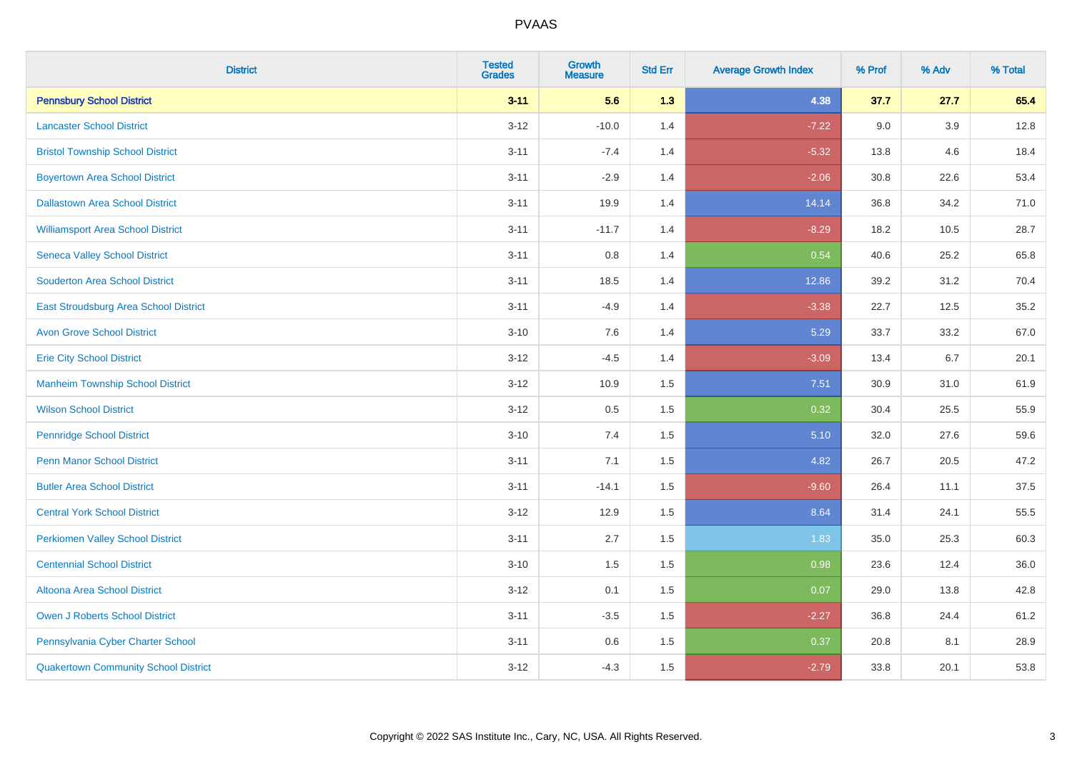# PVAAS

| District | Tested Grades | Growth Measure | Std Err | Average Growth Index | % Prof | % Adv | % Total |
|---|---|---|---|---|---|---|---|
| **Pennsbury School District** | **3-11** | **5.6** | **1.3** | **4.38** | **37.7** | **27.7** | **65.4** |
| Lancaster School District | 3-12 | -10.0 | 1.4 | -7.22 | 9.0 | 3.9 | 12.8 |
| Bristol Township School District | 3-11 | -7.4 | 1.4 | -5.32 | 13.8 | 4.6 | 18.4 |
| Boyertown Area School District | 3-11 | -2.9 | 1.4 | -2.06 | 30.8 | 22.6 | 53.4 |
| Dallastown Area School District | 3-11 | 19.9 | 1.4 | 14.14 | 36.8 | 34.2 | 71.0 |
| Williamsport Area School District | 3-11 | -11.7 | 1.4 | -8.29 | 18.2 | 10.5 | 28.7 |
| Seneca Valley School District | 3-11 | 0.8 | 1.4 | 0.54 | 40.6 | 25.2 | 65.8 |
| Souderton Area School District | 3-11 | 18.5 | 1.4 | 12.86 | 39.2 | 31.2 | 70.4 |
| East Stroudsburg Area School District | 3-11 | -4.9 | 1.4 | -3.38 | 22.7 | 12.5 | 35.2 |
| Avon Grove School District | 3-10 | 7.6 | 1.4 | 5.29 | 33.7 | 33.2 | 67.0 |
| Erie City School District | 3-12 | -4.5 | 1.4 | -3.09 | 13.4 | 6.7 | 20.1 |
| Manheim Township School District | 3-12 | 10.9 | 1.5 | 7.51 | 30.9 | 31.0 | 61.9 |
| Wilson School District | 3-12 | 0.5 | 1.5 | 0.32 | 30.4 | 25.5 | 55.9 |
| Pennridge School District | 3-10 | 7.4 | 1.5 | 5.10 | 32.0 | 27.6 | 59.6 |
| Penn Manor School District | 3-11 | 7.1 | 1.5 | 4.82 | 26.7 | 20.5 | 47.2 |
| Butler Area School District | 3-11 | -14.1 | 1.5 | -9.60 | 26.4 | 11.1 | 37.5 |
| Central York School District | 3-12 | 12.9 | 1.5 | 8.64 | 31.4 | 24.1 | 55.5 |
| Perkiomen Valley School District | 3-11 | 2.7 | 1.5 | 1.83 | 35.0 | 25.3 | 60.3 |
| Centennial School District | 3-10 | 1.5 | 1.5 | 0.98 | 23.6 | 12.4 | 36.0 |
| Altoona Area School District | 3-12 | 0.1 | 1.5 | 0.07 | 29.0 | 13.8 | 42.8 |
| Owen J Roberts School District | 3-11 | -3.5 | 1.5 | -2.27 | 36.8 | 24.4 | 61.2 |
| Pennsylvania Cyber Charter School | 3-11 | 0.6 | 1.5 | 0.37 | 20.8 | 8.1 | 28.9 |
| Quakertown Community School District | 3-12 | -4.3 | 1.5 | -2.79 | 33.8 | 20.1 | 53.8 |

Copyright © 2022 SAS Institute Inc., Cary, NC, USA. All Rights Reserved.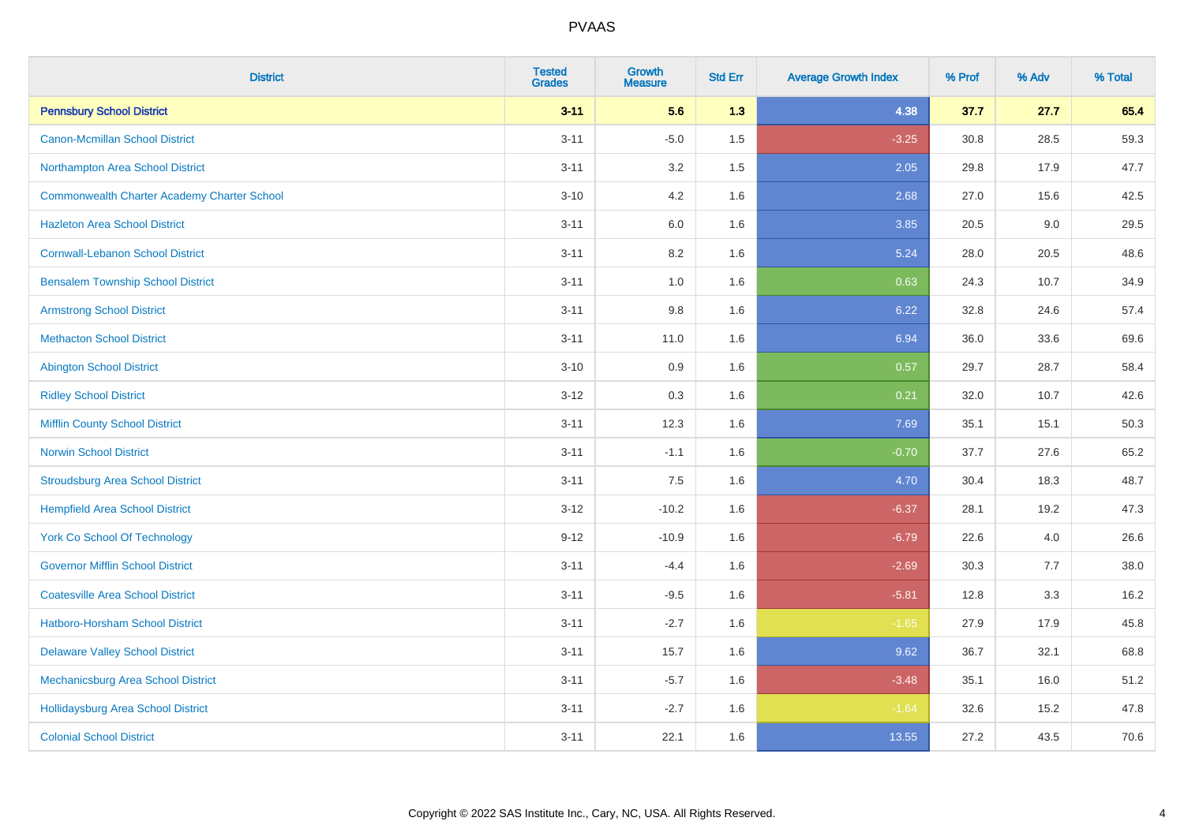# PVAAS

| District | Tested Grades | Growth Measure | Std Err | Average Growth Index | % Prof | % Adv | % Total |
|---|---|---|---|---|---|---|---|
| **Pennsbury School District** | **3-11** | **5.6** | **1.3** | **4.38** | **37.7** | **27.7** | **65.4** |
| Canon-Mcmillan School District | 3-11 | -5.0 | 1.5 | -3.25 | 30.8 | 28.5 | 59.3 |
| Northampton Area School District | 3-11 | 3.2 | 1.5 | 2.05 | 29.8 | 17.9 | 47.7 |
| Commonwealth Charter Academy Charter School | 3-10 | 4.2 | 1.6 | 2.68 | 27.0 | 15.6 | 42.5 |
| Hazleton Area School District | 3-11 | 6.0 | 1.6 | 3.85 | 20.5 | 9.0 | 29.5 |
| Cornwall-Lebanon School District | 3-11 | 8.2 | 1.6 | 5.24 | 28.0 | 20.5 | 48.6 |
| Bensalem Township School District | 3-11 | 1.0 | 1.6 | 0.63 | 24.3 | 10.7 | 34.9 |
| Armstrong School District | 3-11 | 9.8 | 1.6 | 6.22 | 32.8 | 24.6 | 57.4 |
| Methacton School District | 3-11 | 11.0 | 1.6 | 6.94 | 36.0 | 33.6 | 69.6 |
| Abington School District | 3-10 | 0.9 | 1.6 | 0.57 | 29.7 | 28.7 | 58.4 |
| Ridley School District | 3-12 | 0.3 | 1.6 | 0.21 | 32.0 | 10.7 | 42.6 |
| Mifflin County School District | 3-11 | 12.3 | 1.6 | 7.69 | 35.1 | 15.1 | 50.3 |
| Norwin School District | 3-11 | -1.1 | 1.6 | -0.70 | 37.7 | 27.6 | 65.2 |
| Stroudsburg Area School District | 3-11 | 7.5 | 1.6 | 4.70 | 30.4 | 18.3 | 48.7 |
| Hempfield Area School District | 3-12 | -10.2 | 1.6 | -6.37 | 28.1 | 19.2 | 47.3 |
| York Co School Of Technology | 9-12 | -10.9 | 1.6 | -6.79 | 22.6 | 4.0 | 26.6 |
| Governor Mifflin School District | 3-11 | -4.4 | 1.6 | -2.69 | 30.3 | 7.7 | 38.0 |
| Coatesville Area School District | 3-11 | -9.5 | 1.6 | -5.81 | 12.8 | 3.3 | 16.2 |
| Hatboro-Horsham School District | 3-11 | -2.7 | 1.6 | -1.65 | 27.9 | 17.9 | 45.8 |
| Delaware Valley School District | 3-11 | 15.7 | 1.6 | 9.62 | 36.7 | 32.1 | 68.8 |
| Mechanicsburg Area School District | 3-11 | -5.7 | 1.6 | -3.48 | 35.1 | 16.0 | 51.2 |
| Hollidaysburg Area School District | 3-11 | -2.7 | 1.6 | -1.64 | 32.6 | 15.2 | 47.8 |
| Colonial School District | 3-11 | 22.1 | 1.6 | 13.55 | 27.2 | 43.5 | 70.6 |

Copyright © 2022 SAS Institute Inc., Cary, NC, USA. All Rights Reserved.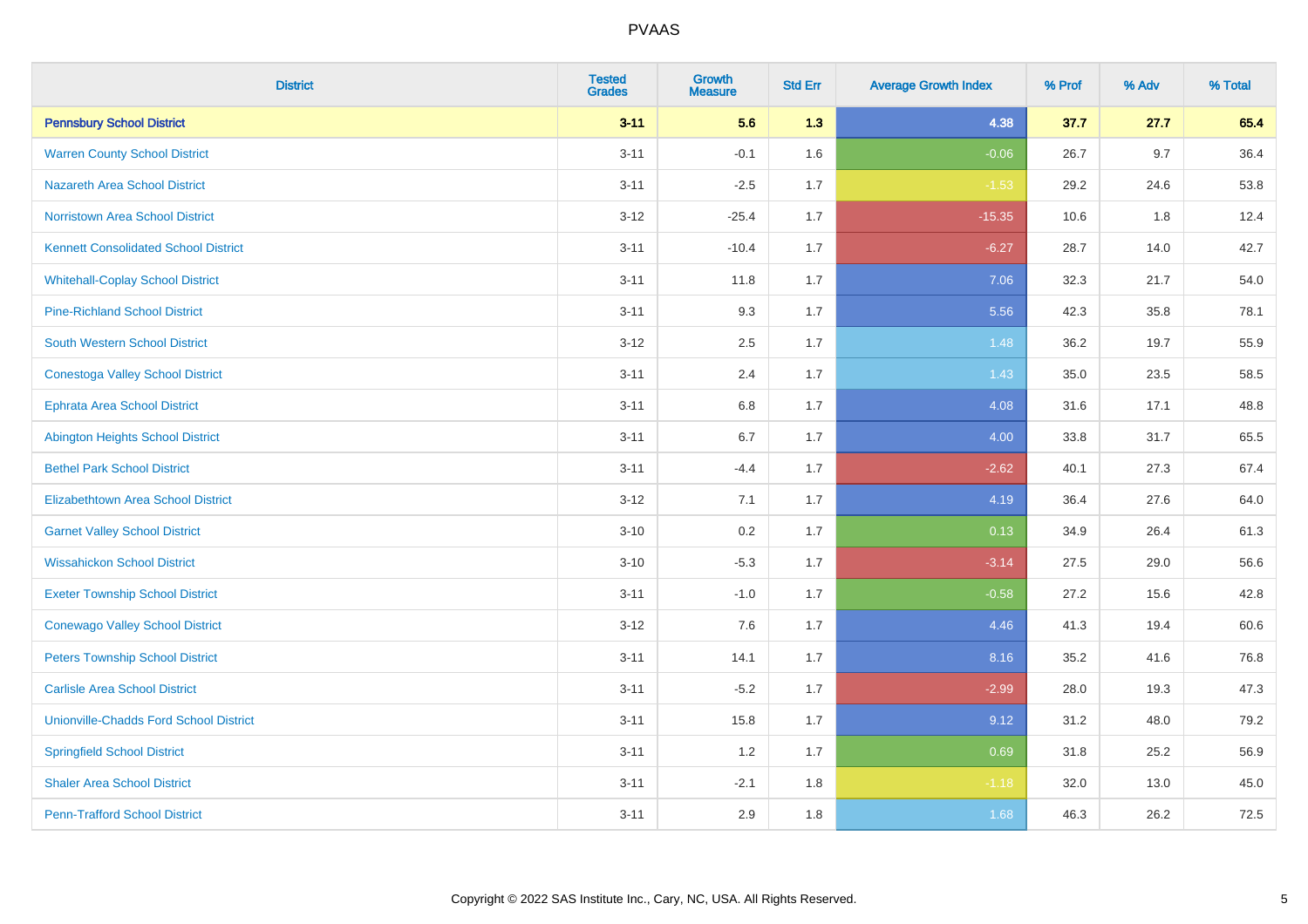| District | Tested Grades | Growth Measure | Std Err | Average Growth Index | % Prof | % Adv | % Total |
|---|---|---|---|---|---|---|---|
| **Pennsbury School District** | **3-11** | **5.6** | **1.3** | **4.38** | **37.7** | **27.7** | **65.4** |
| Warren County School District | 3-11 | -0.1 | 1.6 | -0.06 | 26.7 | 9.7 | 36.4 |
| Nazareth Area School District | 3-11 | -2.5 | 1.7 | -1.53 | 29.2 | 24.6 | 53.8 |
| Norristown Area School District | 3-12 | -25.4 | 1.7 | -15.35 | 10.6 | 1.8 | 12.4 |
| Kennett Consolidated School District | 3-11 | -10.4 | 1.7 | -6.27 | 28.7 | 14.0 | 42.7 |
| Whitehall-Coplay School District | 3-11 | 11.8 | 1.7 | 7.06 | 32.3 | 21.7 | 54.0 |
| Pine-Richland School District | 3-11 | 9.3 | 1.7 | 5.56 | 42.3 | 35.8 | 78.1 |
| South Western School District | 3-12 | 2.5 | 1.7 | 1.48 | 36.2 | 19.7 | 55.9 |
| Conestoga Valley School District | 3-11 | 2.4 | 1.7 | 1.43 | 35.0 | 23.5 | 58.5 |
| Ephrata Area School District | 3-11 | 6.8 | 1.7 | 4.08 | 31.6 | 17.1 | 48.8 |
| Abington Heights School District | 3-11 | 6.7 | 1.7 | 4.00 | 33.8 | 31.7 | 65.5 |
| Bethel Park School District | 3-11 | -4.4 | 1.7 | -2.62 | 40.1 | 27.3 | 67.4 |
| Elizabethtown Area School District | 3-12 | 7.1 | 1.7 | 4.19 | 36.4 | 27.6 | 64.0 |
| Garnet Valley School District | 3-10 | 0.2 | 1.7 | 0.13 | 34.9 | 26.4 | 61.3 |
| Wissahickon School District | 3-10 | -5.3 | 1.7 | -3.14 | 27.5 | 29.0 | 56.6 |
| Exeter Township School District | 3-11 | -1.0 | 1.7 | -0.58 | 27.2 | 15.6 | 42.8 |
| Conewago Valley School District | 3-12 | 7.6 | 1.7 | 4.46 | 41.3 | 19.4 | 60.6 |
| Peters Township School District | 3-11 | 14.1 | 1.7 | 8.16 | 35.2 | 41.6 | 76.8 |
| Carlisle Area School District | 3-11 | -5.2 | 1.7 | -2.99 | 28.0 | 19.3 | 47.3 |
| Unionville-Chadds Ford School District | 3-11 | 15.8 | 1.7 | 9.12 | 31.2 | 48.0 | 79.2 |
| Springfield School District | 3-11 | 1.2 | 1.7 | 0.69 | 31.8 | 25.2 | 56.9 |
| Shaler Area School District | 3-11 | -2.1 | 1.8 | -1.18 | 32.0 | 13.0 | 45.0 |
| Penn-Trafford School District | 3-11 | 2.9 | 1.8 | 1.68 | 46.3 | 26.2 | 72.5 |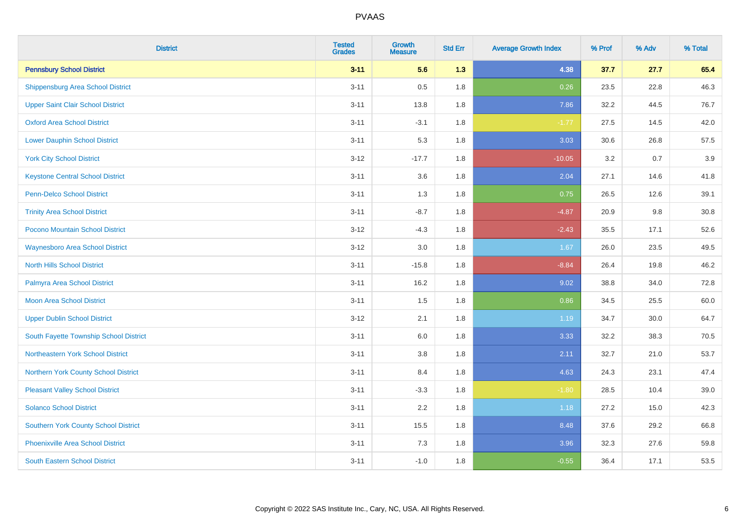| District | Tested Grades | Growth Measure | Std Err | Average Growth Index | % Prof | % Adv | % Total |
|---|---|---|---|---|---|---|---|
| **Pennsbury School District** | **3-11** | **5.6** | **1.3** | **4.38** | **37.7** | **27.7** | **65.4** |
| Shippensburg Area School District | 3-11 | 0.5 | 1.8 | 0.26 | 23.5 | 22.8 | 46.3 |
| Upper Saint Clair School District | 3-11 | 13.8 | 1.8 | 7.86 | 32.2 | 44.5 | 76.7 |
| Oxford Area School District | 3-11 | -3.1 | 1.8 | -1.77 | 27.5 | 14.5 | 42.0 |
| Lower Dauphin School District | 3-11 | 5.3 | 1.8 | 3.03 | 30.6 | 26.8 | 57.5 |
| York City School District | 3-12 | -17.7 | 1.8 | -10.05 | 3.2 | 0.7 | 3.9 |
| Keystone Central School District | 3-11 | 3.6 | 1.8 | 2.04 | 27.1 | 14.6 | 41.8 |
| Penn-Delco School District | 3-11 | 1.3 | 1.8 | 0.75 | 26.5 | 12.6 | 39.1 |
| Trinity Area School District | 3-11 | -8.7 | 1.8 | -4.87 | 20.9 | 9.8 | 30.8 |
| Pocono Mountain School District | 3-12 | -4.3 | 1.8 | -2.43 | 35.5 | 17.1 | 52.6 |
| Waynesboro Area School District | 3-12 | 3.0 | 1.8 | 1.67 | 26.0 | 23.5 | 49.5 |
| North Hills School District | 3-11 | -15.8 | 1.8 | -8.84 | 26.4 | 19.8 | 46.2 |
| Palmyra Area School District | 3-11 | 16.2 | 1.8 | 9.02 | 38.8 | 34.0 | 72.8 |
| Moon Area School District | 3-11 | 1.5 | 1.8 | 0.86 | 34.5 | 25.5 | 60.0 |
| Upper Dublin School District | 3-12 | 2.1 | 1.8 | 1.19 | 34.7 | 30.0 | 64.7 |
| South Fayette Township School District | 3-11 | 6.0 | 1.8 | 3.33 | 32.2 | 38.3 | 70.5 |
| Northeastern York School District | 3-11 | 3.8 | 1.8 | 2.11 | 32.7 | 21.0 | 53.7 |
| Northern York County School District | 3-11 | 8.4 | 1.8 | 4.63 | 24.3 | 23.1 | 47.4 |
| Pleasant Valley School District | 3-11 | -3.3 | 1.8 | -1.80 | 28.5 | 10.4 | 39.0 |
| Solanco School District | 3-11 | 2.2 | 1.8 | 1.18 | 27.2 | 15.0 | 42.3 |
| Southern York County School District | 3-11 | 15.5 | 1.8 | 8.48 | 37.6 | 29.2 | 66.8 |
| Phoenixville Area School District | 3-11 | 7.3 | 1.8 | 3.96 | 32.3 | 27.6 | 59.8 |
| South Eastern School District | 3-11 | -1.0 | 1.8 | -0.55 | 36.4 | 17.1 | 53.5 |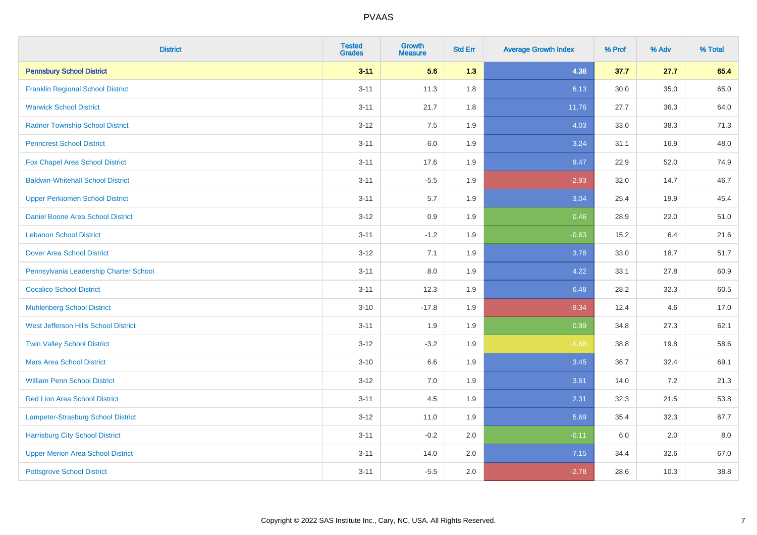# PVAAS

| District | Tested Grades | Growth Measure | Std Err | Average Growth Index | % Prof | % Adv | % Total |
|---|---|---|---|---|---|---|---|
| **Pennsbury School District** | **3-11** | **5.6** | **1.3** | **4.38** | **37.7** | **27.7** | **65.4** |
| Franklin Regional School District | 3-11 | 11.3 | 1.8 | 6.13 | 30.0 | 35.0 | 65.0 |
| Warwick School District | 3-11 | 21.7 | 1.8 | 11.76 | 27.7 | 36.3 | 64.0 |
| Radnor Township School District | 3-12 | 7.5 | 1.9 | 4.03 | 33.0 | 38.3 | 71.3 |
| Penncrest School District | 3-11 | 6.0 | 1.9 | 3.24 | 31.1 | 16.9 | 48.0 |
| Fox Chapel Area School District | 3-11 | 17.6 | 1.9 | 9.47 | 22.9 | 52.0 | 74.9 |
| Baldwin-Whitehall School District | 3-11 | -5.5 | 1.9 | -2.93 | 32.0 | 14.7 | 46.7 |
| Upper Perkiomen School District | 3-11 | 5.7 | 1.9 | 3.04 | 25.4 | 19.9 | 45.4 |
| Daniel Boone Area School District | 3-12 | 0.9 | 1.9 | 0.46 | 28.9 | 22.0 | 51.0 |
| Lebanon School District | 3-11 | -1.2 | 1.9 | -0.63 | 15.2 | 6.4 | 21.6 |
| Dover Area School District | 3-12 | 7.1 | 1.9 | 3.78 | 33.0 | 18.7 | 51.7 |
| Pennsylvania Leadership Charter School | 3-11 | 8.0 | 1.9 | 4.22 | 33.1 | 27.8 | 60.9 |
| Cocalico School District | 3-11 | 12.3 | 1.9 | 6.48 | 28.2 | 32.3 | 60.5 |
| Muhlenberg School District | 3-10 | -17.8 | 1.9 | -9.34 | 12.4 | 4.6 | 17.0 |
| West Jefferson Hills School District | 3-11 | 1.9 | 1.9 | 0.99 | 34.8 | 27.3 | 62.1 |
| Twin Valley School District | 3-12 | -3.2 | 1.9 | -1.68 | 38.8 | 19.8 | 58.6 |
| Mars Area School District | 3-10 | 6.6 | 1.9 | 3.45 | 36.7 | 32.4 | 69.1 |
| William Penn School District | 3-12 | 7.0 | 1.9 | 3.61 | 14.0 | 7.2 | 21.3 |
| Red Lion Area School District | 3-11 | 4.5 | 1.9 | 2.31 | 32.3 | 21.5 | 53.8 |
| Lampeter-Strasburg School District | 3-12 | 11.0 | 1.9 | 5.69 | 35.4 | 32.3 | 67.7 |
| Harrisburg City School District | 3-11 | -0.2 | 2.0 | -0.11 | 6.0 | 2.0 | 8.0 |
| Upper Merion Area School District | 3-11 | 14.0 | 2.0 | 7.15 | 34.4 | 32.6 | 67.0 |
| Pottsgrove School District | 3-11 | -5.5 | 2.0 | -2.78 | 28.6 | 10.3 | 38.8 |

Copyright © 2022 SAS Institute Inc., Cary, NC, USA. All Rights Reserved.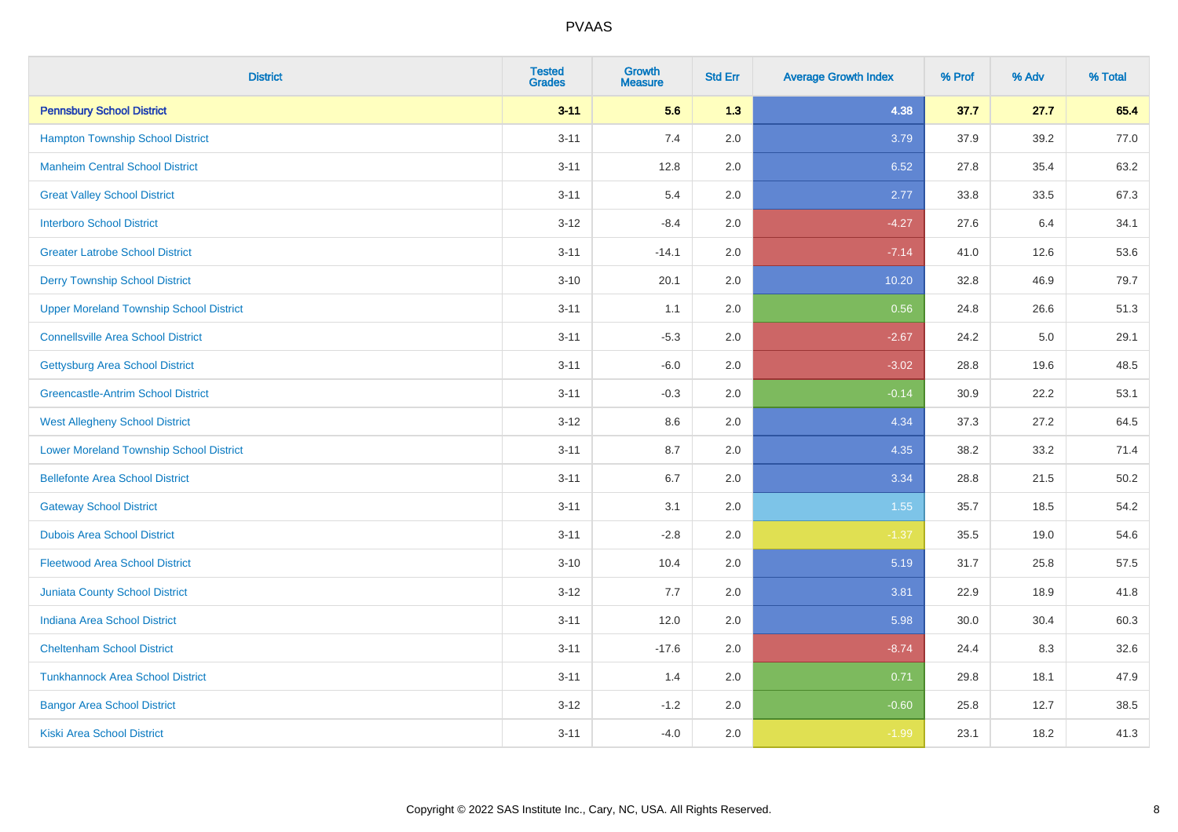| District | Tested Grades | Growth Measure | Std Err | Average Growth Index | % Prof | % Adv | % Total |
|---|---|---|---|---|---|---|---|
| **Pennsbury School District** | **3-11** | **5.6** | **1.3** | **4.38** | **37.7** | **27.7** | **65.4** |
| Hampton Township School District | 3-11 | 7.4 | 2.0 | 3.79 | 37.9 | 39.2 | 77.0 |
| Manheim Central School District | 3-11 | 12.8 | 2.0 | 6.52 | 27.8 | 35.4 | 63.2 |
| Great Valley School District | 3-11 | 5.4 | 2.0 | 2.77 | 33.8 | 33.5 | 67.3 |
| Interboro School District | 3-12 | -8.4 | 2.0 | -4.27 | 27.6 | 6.4 | 34.1 |
| Greater Latrobe School District | 3-11 | -14.1 | 2.0 | -7.14 | 41.0 | 12.6 | 53.6 |
| Derry Township School District | 3-10 | 20.1 | 2.0 | 10.20 | 32.8 | 46.9 | 79.7 |
| Upper Moreland Township School District | 3-11 | 1.1 | 2.0 | 0.56 | 24.8 | 26.6 | 51.3 |
| Connellsville Area School District | 3-11 | -5.3 | 2.0 | -2.67 | 24.2 | 5.0 | 29.1 |
| Gettysburg Area School District | 3-11 | -6.0 | 2.0 | -3.02 | 28.8 | 19.6 | 48.5 |
| Greencastle-Antrim School District | 3-11 | -0.3 | 2.0 | -0.14 | 30.9 | 22.2 | 53.1 |
| West Allegheny School District | 3-12 | 8.6 | 2.0 | 4.34 | 37.3 | 27.2 | 64.5 |
| Lower Moreland Township School District | 3-11 | 8.7 | 2.0 | 4.35 | 38.2 | 33.2 | 71.4 |
| Bellefonte Area School District | 3-11 | 6.7 | 2.0 | 3.34 | 28.8 | 21.5 | 50.2 |
| Gateway School District | 3-11 | 3.1 | 2.0 | 1.55 | 35.7 | 18.5 | 54.2 |
| Dubois Area School District | 3-11 | -2.8 | 2.0 | -1.37 | 35.5 | 19.0 | 54.6 |
| Fleetwood Area School District | 3-10 | 10.4 | 2.0 | 5.19 | 31.7 | 25.8 | 57.5 |
| Juniata County School District | 3-12 | 7.7 | 2.0 | 3.81 | 22.9 | 18.9 | 41.8 |
| Indiana Area School District | 3-11 | 12.0 | 2.0 | 5.98 | 30.0 | 30.4 | 60.3 |
| Cheltenham School District | 3-11 | -17.6 | 2.0 | -8.74 | 24.4 | 8.3 | 32.6 |
| Tunkhannock Area School District | 3-11 | 1.4 | 2.0 | 0.71 | 29.8 | 18.1 | 47.9 |
| Bangor Area School District | 3-12 | -1.2 | 2.0 | -0.60 | 25.8 | 12.7 | 38.5 |
| Kiski Area School District | 3-11 | -4.0 | 2.0 | -1.99 | 23.1 | 18.2 | 41.3 |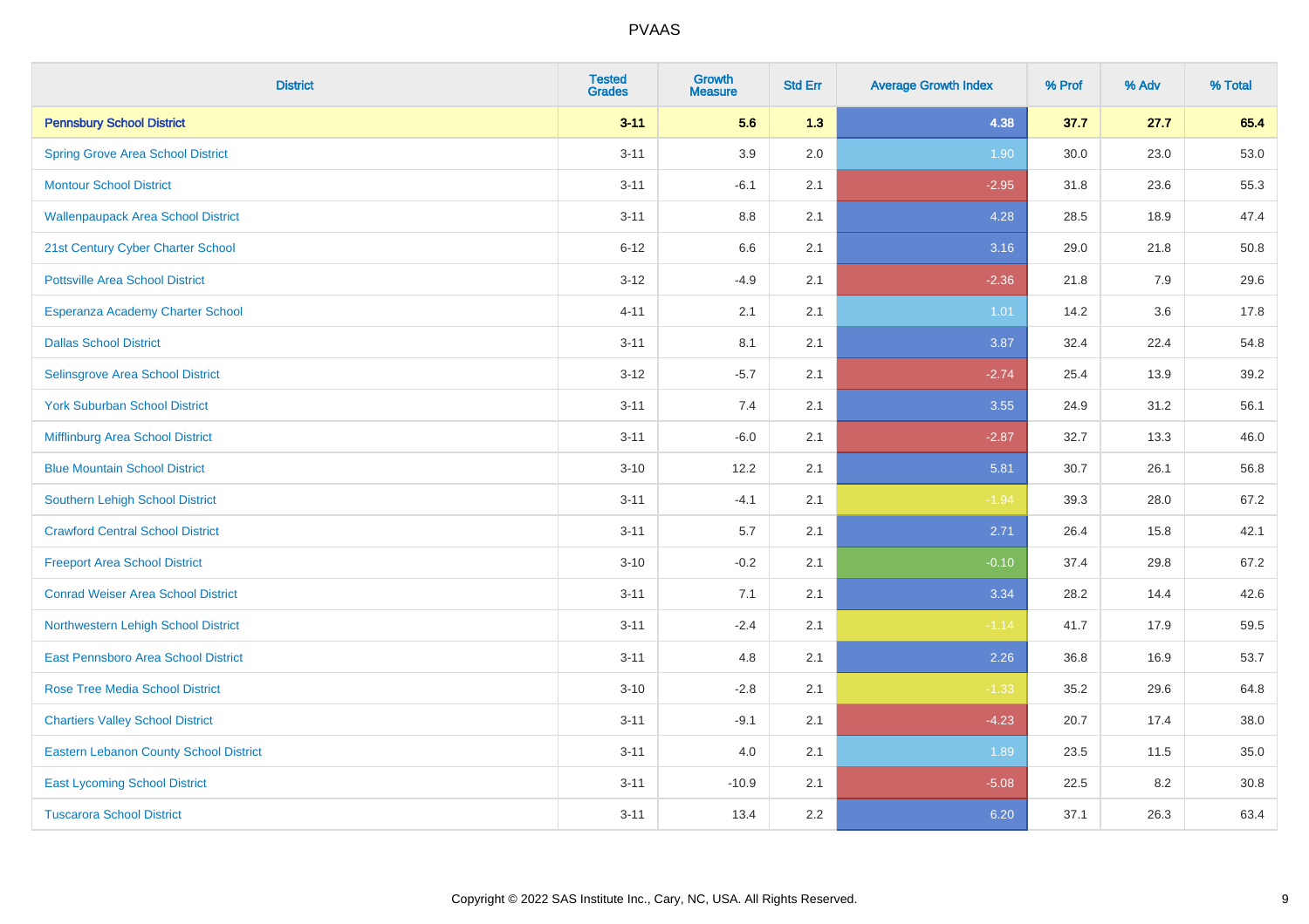| District | Tested Grades | Growth Measure | Std Err | Average Growth Index | % Prof | % Adv | % Total |
|---|---|---|---|---|---|---|---|
| **Pennsbury School District** | **3-11** | **5.6** | **1.3** | **4.38** | **37.7** | **27.7** | **65.4** |
| Spring Grove Area School District | 3-11 | 3.9 | 2.0 | 1.90 | 30.0 | 23.0 | 53.0 |
| Montour School District | 3-11 | -6.1 | 2.1 | -2.95 | 31.8 | 23.6 | 55.3 |
| Wallenpaupack Area School District | 3-11 | 8.8 | 2.1 | 4.28 | 28.5 | 18.9 | 47.4 |
| 21st Century Cyber Charter School | 6-12 | 6.6 | 2.1 | 3.16 | 29.0 | 21.8 | 50.8 |
| Pottsville Area School District | 3-12 | -4.9 | 2.1 | -2.36 | 21.8 | 7.9 | 29.6 |
| Esperanza Academy Charter School | 4-11 | 2.1 | 2.1 | 1.01 | 14.2 | 3.6 | 17.8 |
| Dallas School District | 3-11 | 8.1 | 2.1 | 3.87 | 32.4 | 22.4 | 54.8 |
| Selinsgrove Area School District | 3-12 | -5.7 | 2.1 | -2.74 | 25.4 | 13.9 | 39.2 |
| York Suburban School District | 3-11 | 7.4 | 2.1 | 3.55 | 24.9 | 31.2 | 56.1 |
| Mifflinburg Area School District | 3-11 | -6.0 | 2.1 | -2.87 | 32.7 | 13.3 | 46.0 |
| Blue Mountain School District | 3-10 | 12.2 | 2.1 | 5.81 | 30.7 | 26.1 | 56.8 |
| Southern Lehigh School District | 3-11 | -4.1 | 2.1 | -1.94 | 39.3 | 28.0 | 67.2 |
| Crawford Central School District | 3-11 | 5.7 | 2.1 | 2.71 | 26.4 | 15.8 | 42.1 |
| Freeport Area School District | 3-10 | -0.2 | 2.1 | -0.10 | 37.4 | 29.8 | 67.2 |
| Conrad Weiser Area School District | 3-11 | 7.1 | 2.1 | 3.34 | 28.2 | 14.4 | 42.6 |
| Northwestern Lehigh School District | 3-11 | -2.4 | 2.1 | -1.14 | 41.7 | 17.9 | 59.5 |
| East Pennsboro Area School District | 3-11 | 4.8 | 2.1 | 2.26 | 36.8 | 16.9 | 53.7 |
| Rose Tree Media School District | 3-10 | -2.8 | 2.1 | -1.33 | 35.2 | 29.6 | 64.8 |
| Chartiers Valley School District | 3-11 | -9.1 | 2.1 | -4.23 | 20.7 | 17.4 | 38.0 |
| Eastern Lebanon County School District | 3-11 | 4.0 | 2.1 | 1.89 | 23.5 | 11.5 | 35.0 |
| East Lycoming School District | 3-11 | -10.9 | 2.1 | -5.08 | 22.5 | 8.2 | 30.8 |
| Tuscarora School District | 3-11 | 13.4 | 2.2 | 6.20 | 37.1 | 26.3 | 63.4 |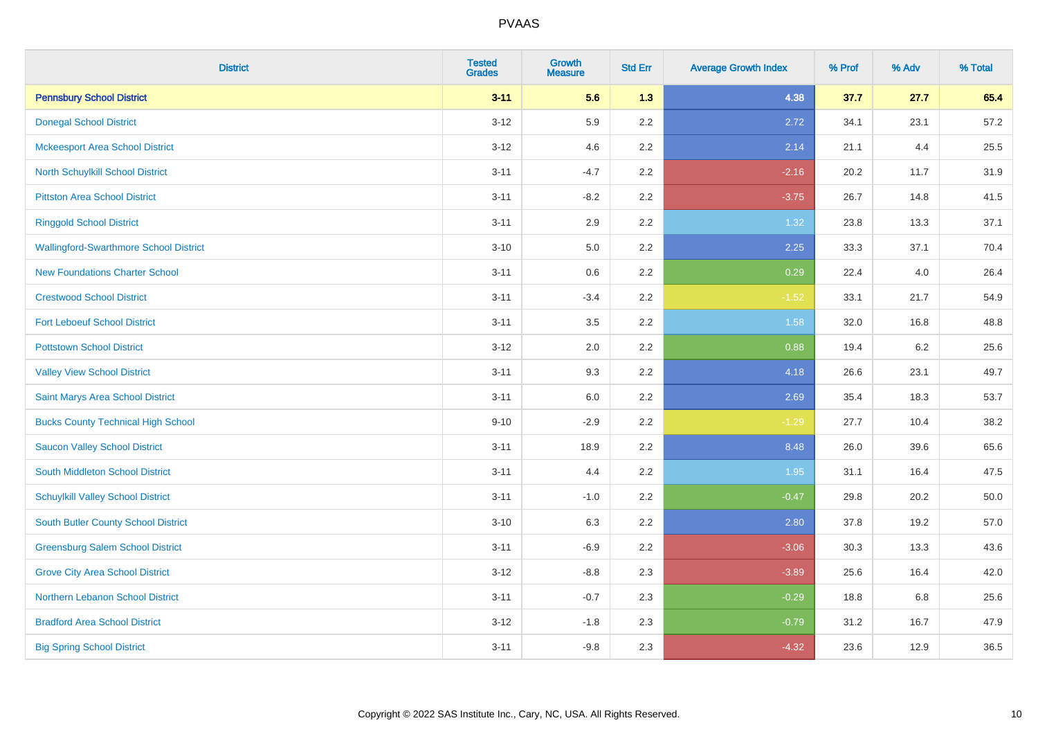# PVAAS

| District | Tested Grades | Growth Measure | Std Err | Average Growth Index | % Prof | % Adv | % Total |
|---|---|---|---|---|---|---|---|
| **Pennsbury School District** | **3-11** | **5.6** | **1.3** | **4.38** | **37.7** | **27.7** | **65.4** |
| Donegal School District | 3-12 | 5.9 | 2.2 | 2.72 | 34.1 | 23.1 | 57.2 |
| Mckeesport Area School District | 3-12 | 4.6 | 2.2 | 2.14 | 21.1 | 4.4 | 25.5 |
| North Schuylkill School District | 3-11 | -4.7 | 2.2 | -2.16 | 20.2 | 11.7 | 31.9 |
| Pittston Area School District | 3-11 | -8.2 | 2.2 | -3.75 | 26.7 | 14.8 | 41.5 |
| Ringgold School District | 3-11 | 2.9 | 2.2 | 1.32 | 23.8 | 13.3 | 37.1 |
| Wallingford-Swarthmore School District | 3-10 | 5.0 | 2.2 | 2.25 | 33.3 | 37.1 | 70.4 |
| New Foundations Charter School | 3-11 | 0.6 | 2.2 | 0.29 | 22.4 | 4.0 | 26.4 |
| Crestwood School District | 3-11 | -3.4 | 2.2 | -1.52 | 33.1 | 21.7 | 54.9 |
| Fort Leboeuf School District | 3-11 | 3.5 | 2.2 | 1.58 | 32.0 | 16.8 | 48.8 |
| Pottstown School District | 3-12 | 2.0 | 2.2 | 0.88 | 19.4 | 6.2 | 25.6 |
| Valley View School District | 3-11 | 9.3 | 2.2 | 4.18 | 26.6 | 23.1 | 49.7 |
| Saint Marys Area School District | 3-11 | 6.0 | 2.2 | 2.69 | 35.4 | 18.3 | 53.7 |
| Bucks County Technical High School | 9-10 | -2.9 | 2.2 | -1.29 | 27.7 | 10.4 | 38.2 |
| Saucon Valley School District | 3-11 | 18.9 | 2.2 | 8.48 | 26.0 | 39.6 | 65.6 |
| South Middleton School District | 3-11 | 4.4 | 2.2 | 1.95 | 31.1 | 16.4 | 47.5 |
| Schuylkill Valley School District | 3-11 | -1.0 | 2.2 | -0.47 | 29.8 | 20.2 | 50.0 |
| South Butler County School District | 3-10 | 6.3 | 2.2 | 2.80 | 37.8 | 19.2 | 57.0 |
| Greensburg Salem School District | 3-11 | -6.9 | 2.2 | -3.06 | 30.3 | 13.3 | 43.6 |
| Grove City Area School District | 3-12 | -8.8 | 2.3 | -3.89 | 25.6 | 16.4 | 42.0 |
| Northern Lebanon School District | 3-11 | -0.7 | 2.3 | -0.29 | 18.8 | 6.8 | 25.6 |
| Bradford Area School District | 3-12 | -1.8 | 2.3 | -0.79 | 31.2 | 16.7 | 47.9 |
| Big Spring School District | 3-11 | -9.8 | 2.3 | -4.32 | 23.6 | 12.9 | 36.5 |

Copyright © 2022 SAS Institute Inc., Cary, NC, USA. All Rights Reserved.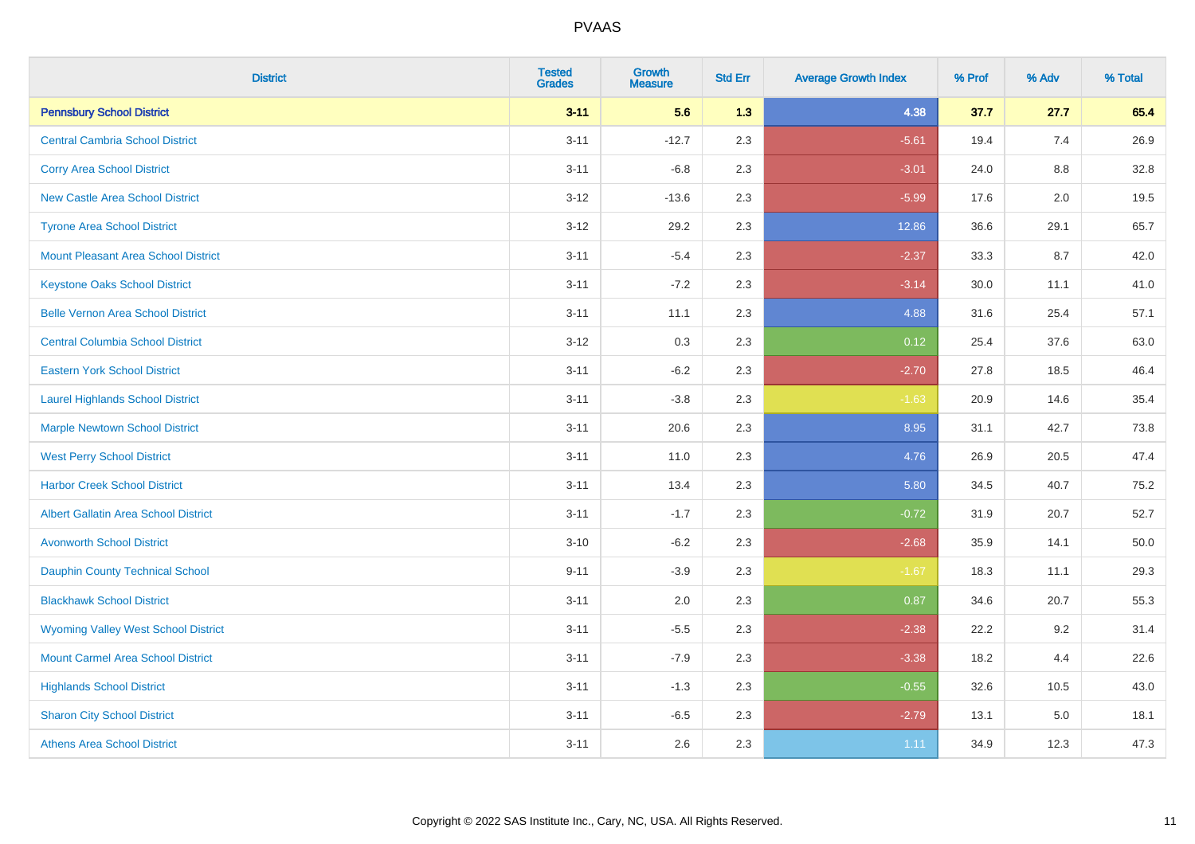# PVAAS

| District | Tested Grades | Growth Measure | Std Err | Average Growth Index | % Prof | % Adv | % Total |
|---|---|---|---|---|---|---|---|
| **Pennsbury School District** | **3-11** | **5.6** | **1.3** | **4.38** | **37.7** | **27.7** | **65.4** |
| Central Cambria School District | 3-11 | -12.7 | 2.3 | -5.61 | 19.4 | 7.4 | 26.9 |
| Corry Area School District | 3-11 | -6.8 | 2.3 | -3.01 | 24.0 | 8.8 | 32.8 |
| New Castle Area School District | 3-12 | -13.6 | 2.3 | -5.99 | 17.6 | 2.0 | 19.5 |
| Tyrone Area School District | 3-12 | 29.2 | 2.3 | 12.86 | 36.6 | 29.1 | 65.7 |
| Mount Pleasant Area School District | 3-11 | -5.4 | 2.3 | -2.37 | 33.3 | 8.7 | 42.0 |
| Keystone Oaks School District | 3-11 | -7.2 | 2.3 | -3.14 | 30.0 | 11.1 | 41.0 |
| Belle Vernon Area School District | 3-11 | 11.1 | 2.3 | 4.88 | 31.6 | 25.4 | 57.1 |
| Central Columbia School District | 3-12 | 0.3 | 2.3 | 0.12 | 25.4 | 37.6 | 63.0 |
| Eastern York School District | 3-11 | -6.2 | 2.3 | -2.70 | 27.8 | 18.5 | 46.4 |
| Laurel Highlands School District | 3-11 | -3.8 | 2.3 | -1.63 | 20.9 | 14.6 | 35.4 |
| Marple Newtown School District | 3-11 | 20.6 | 2.3 | 8.95 | 31.1 | 42.7 | 73.8 |
| West Perry School District | 3-11 | 11.0 | 2.3 | 4.76 | 26.9 | 20.5 | 47.4 |
| Harbor Creek School District | 3-11 | 13.4 | 2.3 | 5.80 | 34.5 | 40.7 | 75.2 |
| Albert Gallatin Area School District | 3-11 | -1.7 | 2.3 | -0.72 | 31.9 | 20.7 | 52.7 |
| Avonworth School District | 3-10 | -6.2 | 2.3 | -2.68 | 35.9 | 14.1 | 50.0 |
| Dauphin County Technical School | 9-11 | -3.9 | 2.3 | -1.67 | 18.3 | 11.1 | 29.3 |
| Blackhawk School District | 3-11 | 2.0 | 2.3 | 0.87 | 34.6 | 20.7 | 55.3 |
| Wyoming Valley West School District | 3-11 | -5.5 | 2.3 | -2.38 | 22.2 | 9.2 | 31.4 |
| Mount Carmel Area School District | 3-11 | -7.9 | 2.3 | -3.38 | 18.2 | 4.4 | 22.6 |
| Highlands School District | 3-11 | -1.3 | 2.3 | -0.55 | 32.6 | 10.5 | 43.0 |
| Sharon City School District | 3-11 | -6.5 | 2.3 | -2.79 | 13.1 | 5.0 | 18.1 |
| Athens Area School District | 3-11 | 2.6 | 2.3 | 1.11 | 34.9 | 12.3 | 47.3 |

Copyright © 2022 SAS Institute Inc., Cary, NC, USA. All Rights Reserved.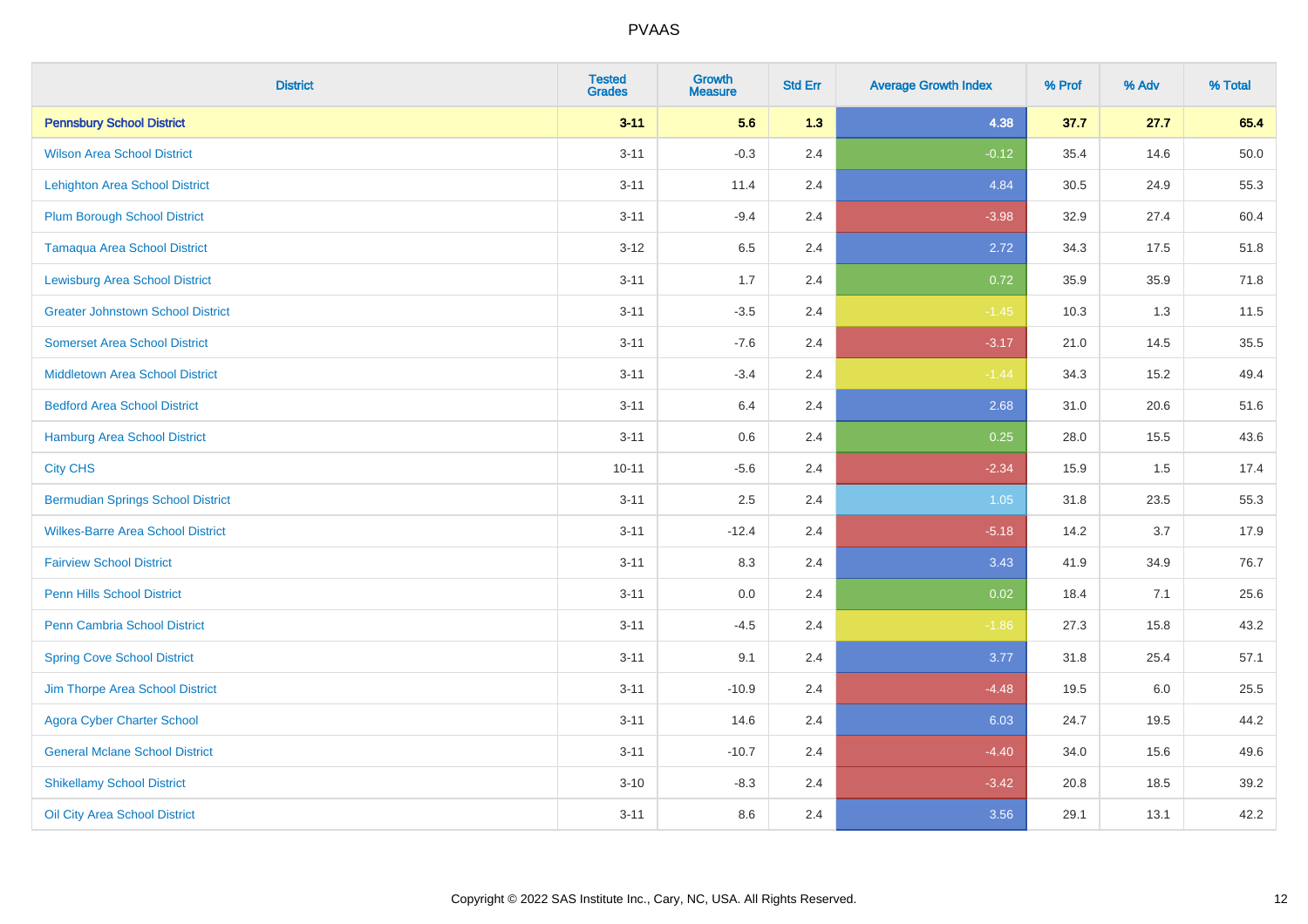| District | Tested Grades | Growth Measure | Std Err | Average Growth Index | % Prof | % Adv | % Total |
|---|---|---|---|---|---|---|---|
| **Pennsbury School District** | **3-11** | **5.6** | **1.3** | **4.38** | **37.7** | **27.7** | **65.4** |
| Wilson Area School District | 3-11 | -0.3 | 2.4 | -0.12 | 35.4 | 14.6 | 50.0 |
| Lehighton Area School District | 3-11 | 11.4 | 2.4 | 4.84 | 30.5 | 24.9 | 55.3 |
| Plum Borough School District | 3-11 | -9.4 | 2.4 | -3.98 | 32.9 | 27.4 | 60.4 |
| Tamaqua Area School District | 3-12 | 6.5 | 2.4 | 2.72 | 34.3 | 17.5 | 51.8 |
| Lewisburg Area School District | 3-11 | 1.7 | 2.4 | 0.72 | 35.9 | 35.9 | 71.8 |
| Greater Johnstown School District | 3-11 | -3.5 | 2.4 | -1.45 | 10.3 | 1.3 | 11.5 |
| Somerset Area School District | 3-11 | -7.6 | 2.4 | -3.17 | 21.0 | 14.5 | 35.5 |
| Middletown Area School District | 3-11 | -3.4 | 2.4 | -1.44 | 34.3 | 15.2 | 49.4 |
| Bedford Area School District | 3-11 | 6.4 | 2.4 | 2.68 | 31.0 | 20.6 | 51.6 |
| Hamburg Area School District | 3-11 | 0.6 | 2.4 | 0.25 | 28.0 | 15.5 | 43.6 |
| City CHS | 10-11 | -5.6 | 2.4 | -2.34 | 15.9 | 1.5 | 17.4 |
| Bermudian Springs School District | 3-11 | 2.5 | 2.4 | 1.05 | 31.8 | 23.5 | 55.3 |
| Wilkes-Barre Area School District | 3-11 | -12.4 | 2.4 | -5.18 | 14.2 | 3.7 | 17.9 |
| Fairview School District | 3-11 | 8.3 | 2.4 | 3.43 | 41.9 | 34.9 | 76.7 |
| Penn Hills School District | 3-11 | 0.0 | 2.4 | 0.02 | 18.4 | 7.1 | 25.6 |
| Penn Cambria School District | 3-11 | -4.5 | 2.4 | -1.86 | 27.3 | 15.8 | 43.2 |
| Spring Cove School District | 3-11 | 9.1 | 2.4 | 3.77 | 31.8 | 25.4 | 57.1 |
| Jim Thorpe Area School District | 3-11 | -10.9 | 2.4 | -4.48 | 19.5 | 6.0 | 25.5 |
| Agora Cyber Charter School | 3-11 | 14.6 | 2.4 | 6.03 | 24.7 | 19.5 | 44.2 |
| General Mclane School District | 3-11 | -10.7 | 2.4 | -4.40 | 34.0 | 15.6 | 49.6 |
| Shikellamy School District | 3-10 | -8.3 | 2.4 | -3.42 | 20.8 | 18.5 | 39.2 |
| Oil City Area School District | 3-11 | 8.6 | 2.4 | 3.56 | 29.1 | 13.1 | 42.2 |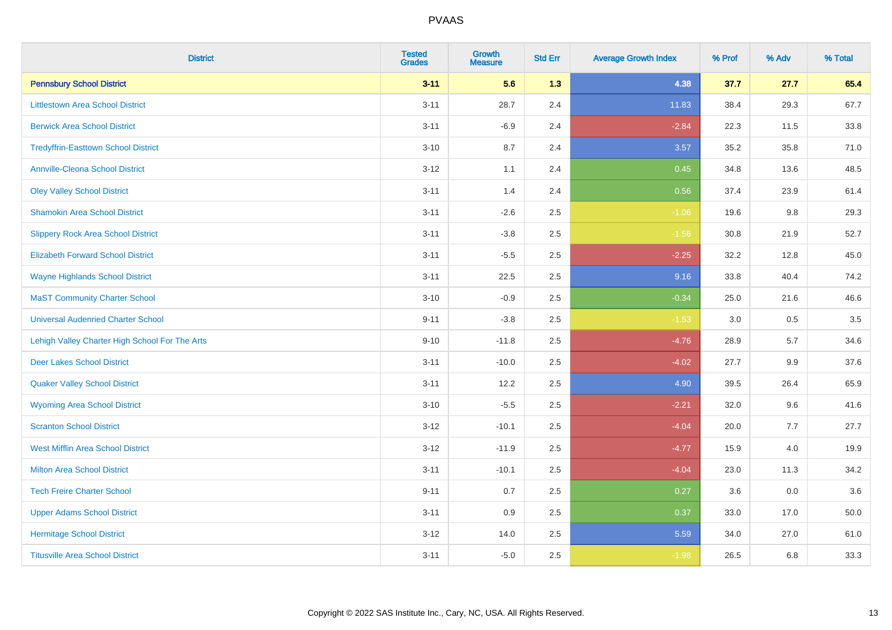PVAAS

| District | Tested Grades | Growth Measure | Std Err | Average Growth Index | % Prof | % Adv | % Total |
|---|---|---|---|---|---|---|---|
| **Pennsbury School District** | **3-11** | **5.6** | **1.3** | **4.38** | **37.7** | **27.7** | **65.4** |
| Littlestown Area School District | 3-11 | 28.7 | 2.4 | 11.83 | 38.4 | 29.3 | 67.7 |
| Berwick Area School District | 3-11 | -6.9 | 2.4 | -2.84 | 22.3 | 11.5 | 33.8 |
| Tredyffrin-Easttown School District | 3-10 | 8.7 | 2.4 | 3.57 | 35.2 | 35.8 | 71.0 |
| Annville-Cleona School District | 3-12 | 1.1 | 2.4 | 0.45 | 34.8 | 13.6 | 48.5 |
| Oley Valley School District | 3-11 | 1.4 | 2.4 | 0.56 | 37.4 | 23.9 | 61.4 |
| Shamokin Area School District | 3-11 | -2.6 | 2.5 | -1.06 | 19.6 | 9.8 | 29.3 |
| Slippery Rock Area School District | 3-11 | -3.8 | 2.5 | -1.56 | 30.8 | 21.9 | 52.7 |
| Elizabeth Forward School District | 3-11 | -5.5 | 2.5 | -2.25 | 32.2 | 12.8 | 45.0 |
| Wayne Highlands School District | 3-11 | 22.5 | 2.5 | 9.16 | 33.8 | 40.4 | 74.2 |
| MaST Community Charter School | 3-10 | -0.9 | 2.5 | -0.34 | 25.0 | 21.6 | 46.6 |
| Universal Audenried Charter School | 9-11 | -3.8 | 2.5 | -1.53 | 3.0 | 0.5 | 3.5 |
| Lehigh Valley Charter High School For The Arts | 9-10 | -11.8 | 2.5 | -4.76 | 28.9 | 5.7 | 34.6 |
| Deer Lakes School District | 3-11 | -10.0 | 2.5 | -4.02 | 27.7 | 9.9 | 37.6 |
| Quaker Valley School District | 3-11 | 12.2 | 2.5 | 4.90 | 39.5 | 26.4 | 65.9 |
| Wyoming Area School District | 3-10 | -5.5 | 2.5 | -2.21 | 32.0 | 9.6 | 41.6 |
| Scranton School District | 3-12 | -10.1 | 2.5 | -4.04 | 20.0 | 7.7 | 27.7 |
| West Mifflin Area School District | 3-12 | -11.9 | 2.5 | -4.77 | 15.9 | 4.0 | 19.9 |
| Milton Area School District | 3-11 | -10.1 | 2.5 | -4.04 | 23.0 | 11.3 | 34.2 |
| Tech Freire Charter School | 9-11 | 0.7 | 2.5 | 0.27 | 3.6 | 0.0 | 3.6 |
| Upper Adams School District | 3-11 | 0.9 | 2.5 | 0.37 | 33.0 | 17.0 | 50.0 |
| Hermitage School District | 3-12 | 14.0 | 2.5 | 5.59 | 34.0 | 27.0 | 61.0 |
| Titusville Area School District | 3-11 | -5.0 | 2.5 | -1.98 | 26.5 | 6.8 | 33.3 |

Copyright © 2022 SAS Institute Inc., Cary, NC, USA. All Rights Reserved.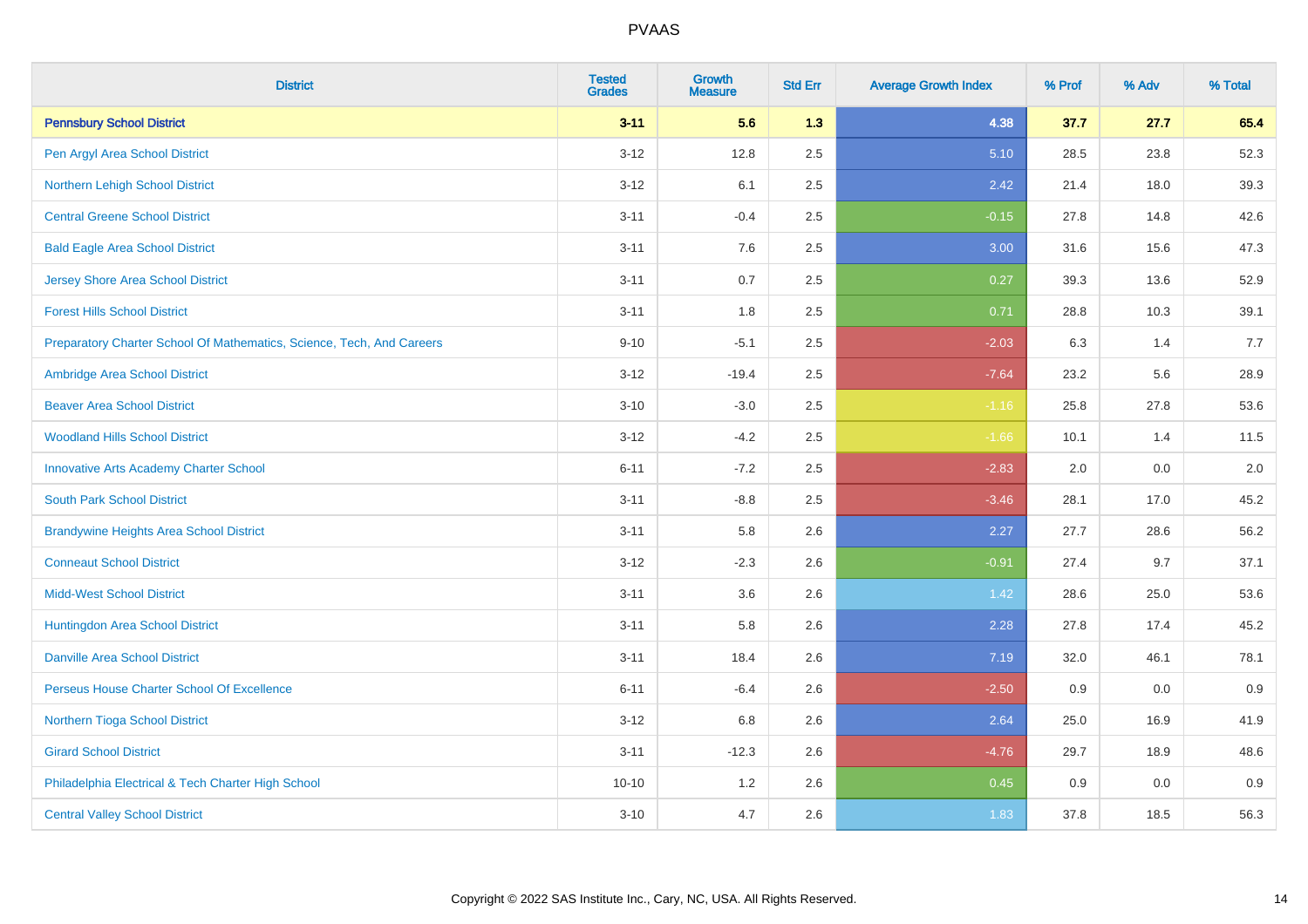# PVAAS

| District | Tested Grades | Growth Measure | Std Err | Average Growth Index | % Prof | % Adv | % Total |
|---|---|---|---|---|---|---|---|
| **Pennsbury School District** | **3-11** | **5.6** | **1.3** | **4.38** | **37.7** | **27.7** | **65.4** |
| Pen Argyl Area School District | 3-12 | 12.8 | 2.5 | 5.10 | 28.5 | 23.8 | 52.3 |
| Northern Lehigh School District | 3-12 | 6.1 | 2.5 | 2.42 | 21.4 | 18.0 | 39.3 |
| Central Greene School District | 3-11 | -0.4 | 2.5 | -0.15 | 27.8 | 14.8 | 42.6 |
| Bald Eagle Area School District | 3-11 | 7.6 | 2.5 | 3.00 | 31.6 | 15.6 | 47.3 |
| Jersey Shore Area School District | 3-11 | 0.7 | 2.5 | 0.27 | 39.3 | 13.6 | 52.9 |
| Forest Hills School District | 3-11 | 1.8 | 2.5 | 0.71 | 28.8 | 10.3 | 39.1 |
| Preparatory Charter School Of Mathematics, Science, Tech, And Careers | 9-10 | -5.1 | 2.5 | -2.03 | 6.3 | 1.4 | 7.7 |
| Ambridge Area School District | 3-12 | -19.4 | 2.5 | -7.64 | 23.2 | 5.6 | 28.9 |
| Beaver Area School District | 3-10 | -3.0 | 2.5 | -1.16 | 25.8 | 27.8 | 53.6 |
| Woodland Hills School District | 3-12 | -4.2 | 2.5 | -1.66 | 10.1 | 1.4 | 11.5 |
| Innovative Arts Academy Charter School | 6-11 | -7.2 | 2.5 | -2.83 | 2.0 | 0.0 | 2.0 |
| South Park School District | 3-11 | -8.8 | 2.5 | -3.46 | 28.1 | 17.0 | 45.2 |
| Brandywine Heights Area School District | 3-11 | 5.8 | 2.6 | 2.27 | 27.7 | 28.6 | 56.2 |
| Conneaut School District | 3-12 | -2.3 | 2.6 | -0.91 | 27.4 | 9.7 | 37.1 |
| Midd-West School District | 3-11 | 3.6 | 2.6 | 1.42 | 28.6 | 25.0 | 53.6 |
| Huntingdon Area School District | 3-11 | 5.8 | 2.6 | 2.28 | 27.8 | 17.4 | 45.2 |
| Danville Area School District | 3-11 | 18.4 | 2.6 | 7.19 | 32.0 | 46.1 | 78.1 |
| Perseus House Charter School Of Excellence | 6-11 | -6.4 | 2.6 | -2.50 | 0.9 | 0.0 | 0.9 |
| Northern Tioga School District | 3-12 | 6.8 | 2.6 | 2.64 | 25.0 | 16.9 | 41.9 |
| Girard School District | 3-11 | -12.3 | 2.6 | -4.76 | 29.7 | 18.9 | 48.6 |
| Philadelphia Electrical & Tech Charter High School | 10-10 | 1.2 | 2.6 | 0.45 | 0.9 | 0.0 | 0.9 |
| Central Valley School District | 3-10 | 4.7 | 2.6 | 1.83 | 37.8 | 18.5 | 56.3 |

Copyright © 2022 SAS Institute Inc., Cary, NC, USA. All Rights Reserved.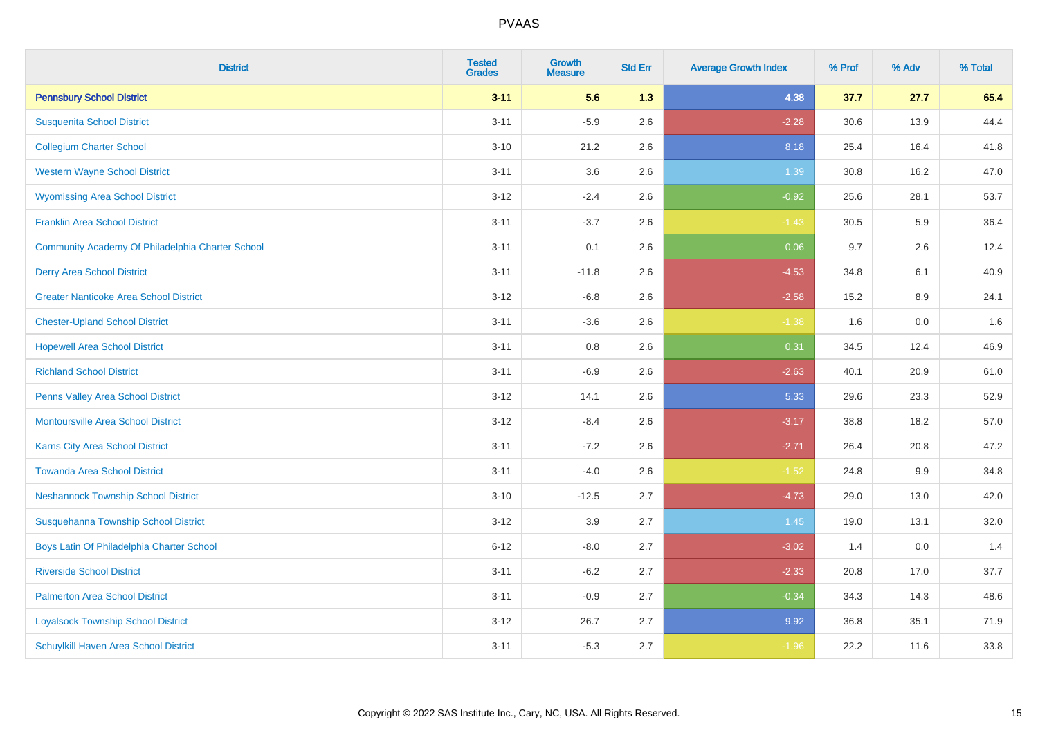| District | Tested Grades | Growth Measure | Std Err | Average Growth Index | % Prof | % Adv | % Total |
|---|---|---|---|---|---|---|---|
| **Pennsbury School District** | **3-11** | **5.6** | **1.3** | **4.38** | **37.7** | **27.7** | **65.4** |
| Susquenita School District | 3-11 | -5.9 | 2.6 | -2.28 | 30.6 | 13.9 | 44.4 |
| Collegium Charter School | 3-10 | 21.2 | 2.6 | 8.18 | 25.4 | 16.4 | 41.8 |
| Western Wayne School District | 3-11 | 3.6 | 2.6 | 1.39 | 30.8 | 16.2 | 47.0 |
| Wyomissing Area School District | 3-12 | -2.4 | 2.6 | -0.92 | 25.6 | 28.1 | 53.7 |
| Franklin Area School District | 3-11 | -3.7 | 2.6 | -1.43 | 30.5 | 5.9 | 36.4 |
| Community Academy Of Philadelphia Charter School | 3-11 | 0.1 | 2.6 | 0.06 | 9.7 | 2.6 | 12.4 |
| Derry Area School District | 3-11 | -11.8 | 2.6 | -4.53 | 34.8 | 6.1 | 40.9 |
| Greater Nanticoke Area School District | 3-12 | -6.8 | 2.6 | -2.58 | 15.2 | 8.9 | 24.1 |
| Chester-Upland School District | 3-11 | -3.6 | 2.6 | -1.38 | 1.6 | 0.0 | 1.6 |
| Hopewell Area School District | 3-11 | 0.8 | 2.6 | 0.31 | 34.5 | 12.4 | 46.9 |
| Richland School District | 3-11 | -6.9 | 2.6 | -2.63 | 40.1 | 20.9 | 61.0 |
| Penns Valley Area School District | 3-12 | 14.1 | 2.6 | 5.33 | 29.6 | 23.3 | 52.9 |
| Montoursville Area School District | 3-12 | -8.4 | 2.6 | -3.17 | 38.8 | 18.2 | 57.0 |
| Karns City Area School District | 3-11 | -7.2 | 2.6 | -2.71 | 26.4 | 20.8 | 47.2 |
| Towanda Area School District | 3-11 | -4.0 | 2.6 | -1.52 | 24.8 | 9.9 | 34.8 |
| Neshannock Township School District | 3-10 | -12.5 | 2.7 | -4.73 | 29.0 | 13.0 | 42.0 |
| Susquehanna Township School District | 3-12 | 3.9 | 2.7 | 1.45 | 19.0 | 13.1 | 32.0 |
| Boys Latin Of Philadelphia Charter School | 6-12 | -8.0 | 2.7 | -3.02 | 1.4 | 0.0 | 1.4 |
| Riverside School District | 3-11 | -6.2 | 2.7 | -2.33 | 20.8 | 17.0 | 37.7 |
| Palmerton Area School District | 3-11 | -0.9 | 2.7 | -0.34 | 34.3 | 14.3 | 48.6 |
| Loyalsock Township School District | 3-12 | 26.7 | 2.7 | 9.92 | 36.8 | 35.1 | 71.9 |
| Schuylkill Haven Area School District | 3-11 | -5.3 | 2.7 | -1.96 | 22.2 | 11.6 | 33.8 |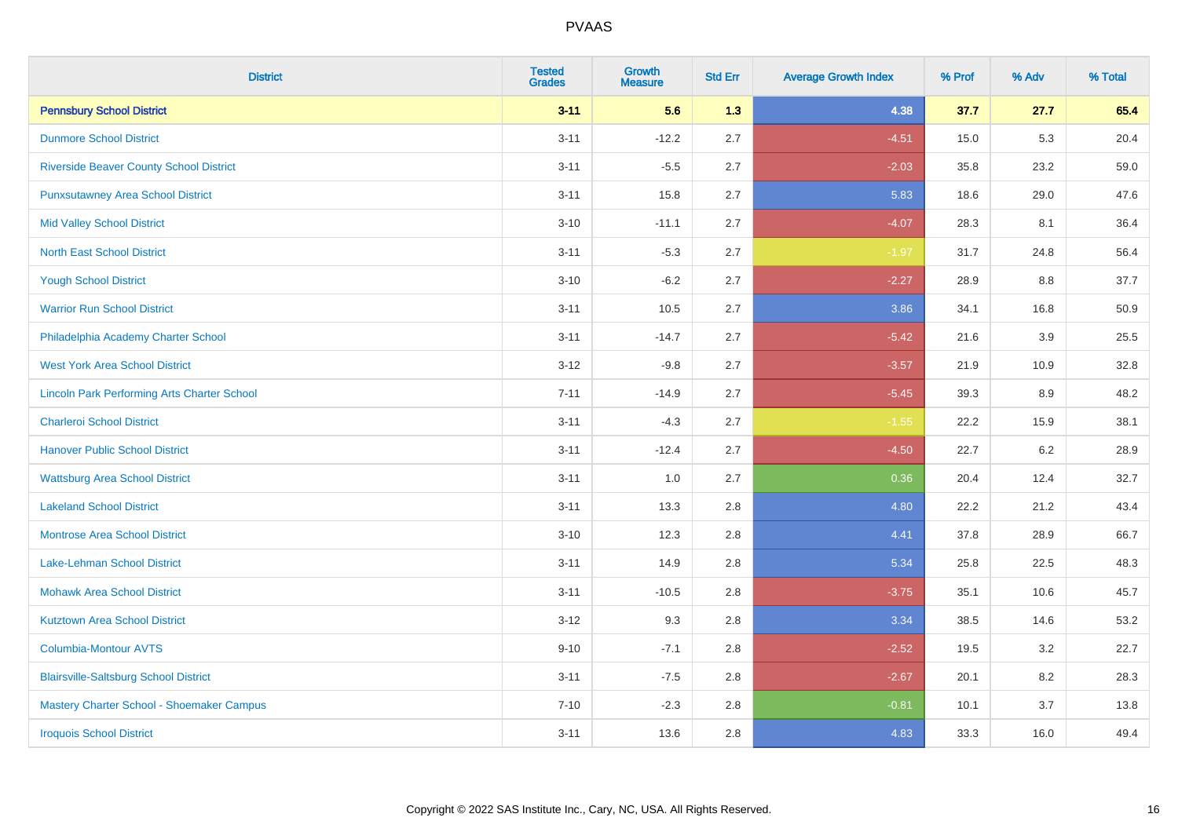# PVAAS

| District | Tested Grades | Growth Measure | Std Err | Average Growth Index | % Prof | % Adv | % Total |
|---|---|---|---|---|---|---|---|
| **Pennsbury School District** | **3-11** | **5.6** | **1.3** | **4.38** | **37.7** | **27.7** | **65.4** |
| Dunmore School District | 3-11 | -12.2 | 2.7 | -4.51 | 15.0 | 5.3 | 20.4 |
| Riverside Beaver County School District | 3-11 | -5.5 | 2.7 | -2.03 | 35.8 | 23.2 | 59.0 |
| Punxsutawney Area School District | 3-11 | 15.8 | 2.7 | 5.83 | 18.6 | 29.0 | 47.6 |
| Mid Valley School District | 3-10 | -11.1 | 2.7 | -4.07 | 28.3 | 8.1 | 36.4 |
| North East School District | 3-11 | -5.3 | 2.7 | -1.97 | 31.7 | 24.8 | 56.4 |
| Yough School District | 3-10 | -6.2 | 2.7 | -2.27 | 28.9 | 8.8 | 37.7 |
| Warrior Run School District | 3-11 | 10.5 | 2.7 | 3.86 | 34.1 | 16.8 | 50.9 |
| Philadelphia Academy Charter School | 3-11 | -14.7 | 2.7 | -5.42 | 21.6 | 3.9 | 25.5 |
| West York Area School District | 3-12 | -9.8 | 2.7 | -3.57 | 21.9 | 10.9 | 32.8 |
| Lincoln Park Performing Arts Charter School | 7-11 | -14.9 | 2.7 | -5.45 | 39.3 | 8.9 | 48.2 |
| Charleroi School District | 3-11 | -4.3 | 2.7 | -1.55 | 22.2 | 15.9 | 38.1 |
| Hanover Public School District | 3-11 | -12.4 | 2.7 | -4.50 | 22.7 | 6.2 | 28.9 |
| Wattsburg Area School District | 3-11 | 1.0 | 2.7 | 0.36 | 20.4 | 12.4 | 32.7 |
| Lakeland School District | 3-11 | 13.3 | 2.8 | 4.80 | 22.2 | 21.2 | 43.4 |
| Montrose Area School District | 3-10 | 12.3 | 2.8 | 4.41 | 37.8 | 28.9 | 66.7 |
| Lake-Lehman School District | 3-11 | 14.9 | 2.8 | 5.34 | 25.8 | 22.5 | 48.3 |
| Mohawk Area School District | 3-11 | -10.5 | 2.8 | -3.75 | 35.1 | 10.6 | 45.7 |
| Kutztown Area School District | 3-12 | 9.3 | 2.8 | 3.34 | 38.5 | 14.6 | 53.2 |
| Columbia-Montour AVTS | 9-10 | -7.1 | 2.8 | -2.52 | 19.5 | 3.2 | 22.7 |
| Blairsville-Saltsburg School District | 3-11 | -7.5 | 2.8 | -2.67 | 20.1 | 8.2 | 28.3 |
| Mastery Charter School - Shoemaker Campus | 7-10 | -2.3 | 2.8 | -0.81 | 10.1 | 3.7 | 13.8 |
| Iroquois School District | 3-11 | 13.6 | 2.8 | 4.83 | 33.3 | 16.0 | 49.4 |

Copyright © 2022 SAS Institute Inc., Cary, NC, USA. All Rights Reserved.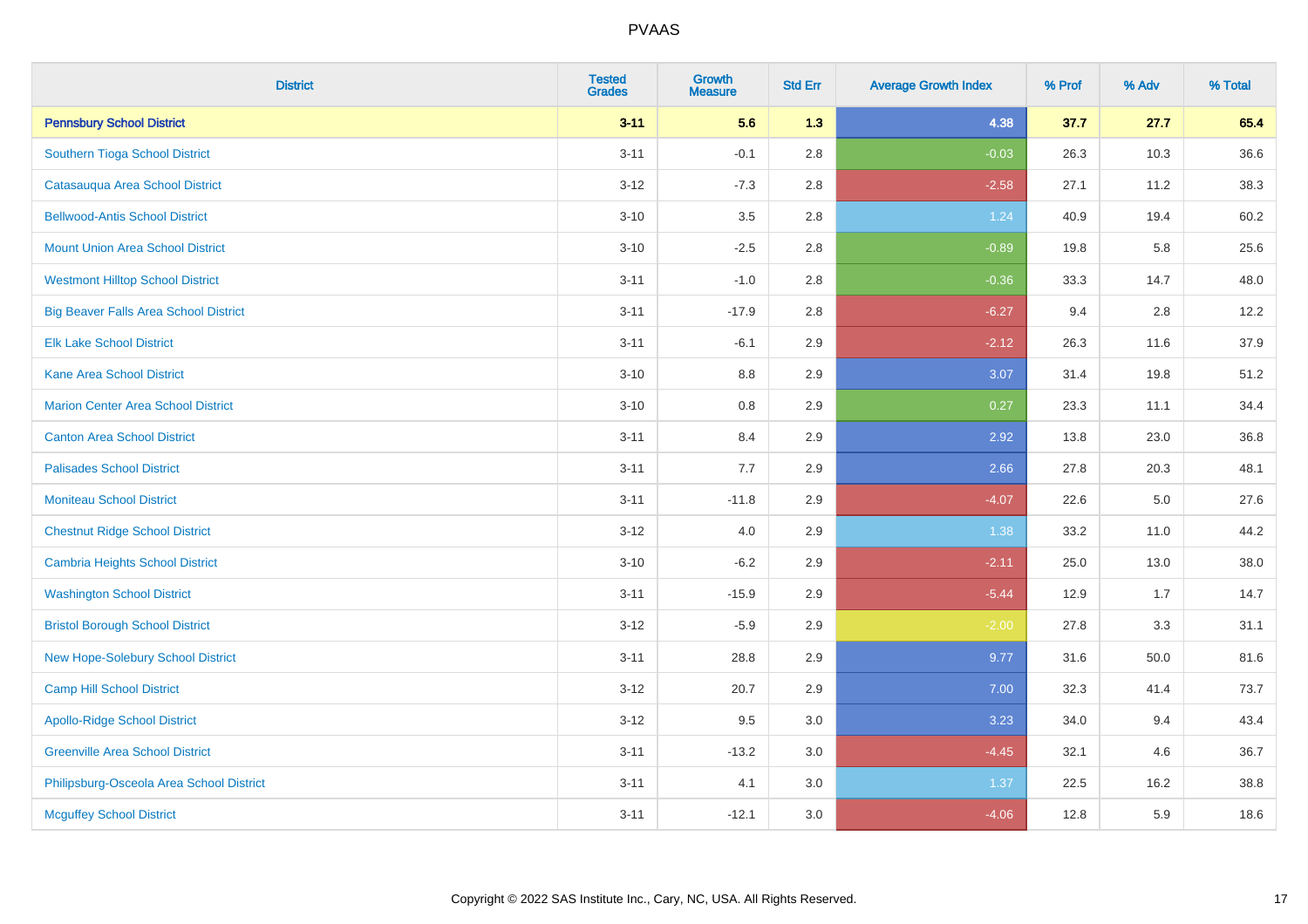# PVAAS

| District | Tested Grades | Growth Measure | Std Err | Average Growth Index | % Prof | % Adv | % Total |
|---|---|---|---|---|---|---|---|
| **Pennsbury School District** | **3-11** | **5.6** | **1.3** | **4.38** | **37.7** | **27.7** | **65.4** |
| Southern Tioga School District | 3-11 | -0.1 | 2.8 | -0.03 | 26.3 | 10.3 | 36.6 |
| Catasauqua Area School District | 3-12 | -7.3 | 2.8 | -2.58 | 27.1 | 11.2 | 38.3 |
| Bellwood-Antis School District | 3-10 | 3.5 | 2.8 | 1.24 | 40.9 | 19.4 | 60.2 |
| Mount Union Area School District | 3-10 | -2.5 | 2.8 | -0.89 | 19.8 | 5.8 | 25.6 |
| Westmont Hilltop School District | 3-11 | -1.0 | 2.8 | -0.36 | 33.3 | 14.7 | 48.0 |
| Big Beaver Falls Area School District | 3-11 | -17.9 | 2.8 | -6.27 | 9.4 | 2.8 | 12.2 |
| Elk Lake School District | 3-11 | -6.1 | 2.9 | -2.12 | 26.3 | 11.6 | 37.9 |
| Kane Area School District | 3-10 | 8.8 | 2.9 | 3.07 | 31.4 | 19.8 | 51.2 |
| Marion Center Area School District | 3-10 | 0.8 | 2.9 | 0.27 | 23.3 | 11.1 | 34.4 |
| Canton Area School District | 3-11 | 8.4 | 2.9 | 2.92 | 13.8 | 23.0 | 36.8 |
| Palisades School District | 3-11 | 7.7 | 2.9 | 2.66 | 27.8 | 20.3 | 48.1 |
| Moniteau School District | 3-11 | -11.8 | 2.9 | -4.07 | 22.6 | 5.0 | 27.6 |
| Chestnut Ridge School District | 3-12 | 4.0 | 2.9 | 1.38 | 33.2 | 11.0 | 44.2 |
| Cambria Heights School District | 3-10 | -6.2 | 2.9 | -2.11 | 25.0 | 13.0 | 38.0 |
| Washington School District | 3-11 | -15.9 | 2.9 | -5.44 | 12.9 | 1.7 | 14.7 |
| Bristol Borough School District | 3-12 | -5.9 | 2.9 | -2.00 | 27.8 | 3.3 | 31.1 |
| New Hope-Solebury School District | 3-11 | 28.8 | 2.9 | 9.77 | 31.6 | 50.0 | 81.6 |
| Camp Hill School District | 3-12 | 20.7 | 2.9 | 7.00 | 32.3 | 41.4 | 73.7 |
| Apollo-Ridge School District | 3-12 | 9.5 | 3.0 | 3.23 | 34.0 | 9.4 | 43.4 |
| Greenville Area School District | 3-11 | -13.2 | 3.0 | -4.45 | 32.1 | 4.6 | 36.7 |
| Philipsburg-Osceola Area School District | 3-11 | 4.1 | 3.0 | 1.37 | 22.5 | 16.2 | 38.8 |
| Mcguffey School District | 3-11 | -12.1 | 3.0 | -4.06 | 12.8 | 5.9 | 18.6 |

Copyright © 2022 SAS Institute Inc., Cary, NC, USA. All Rights Reserved.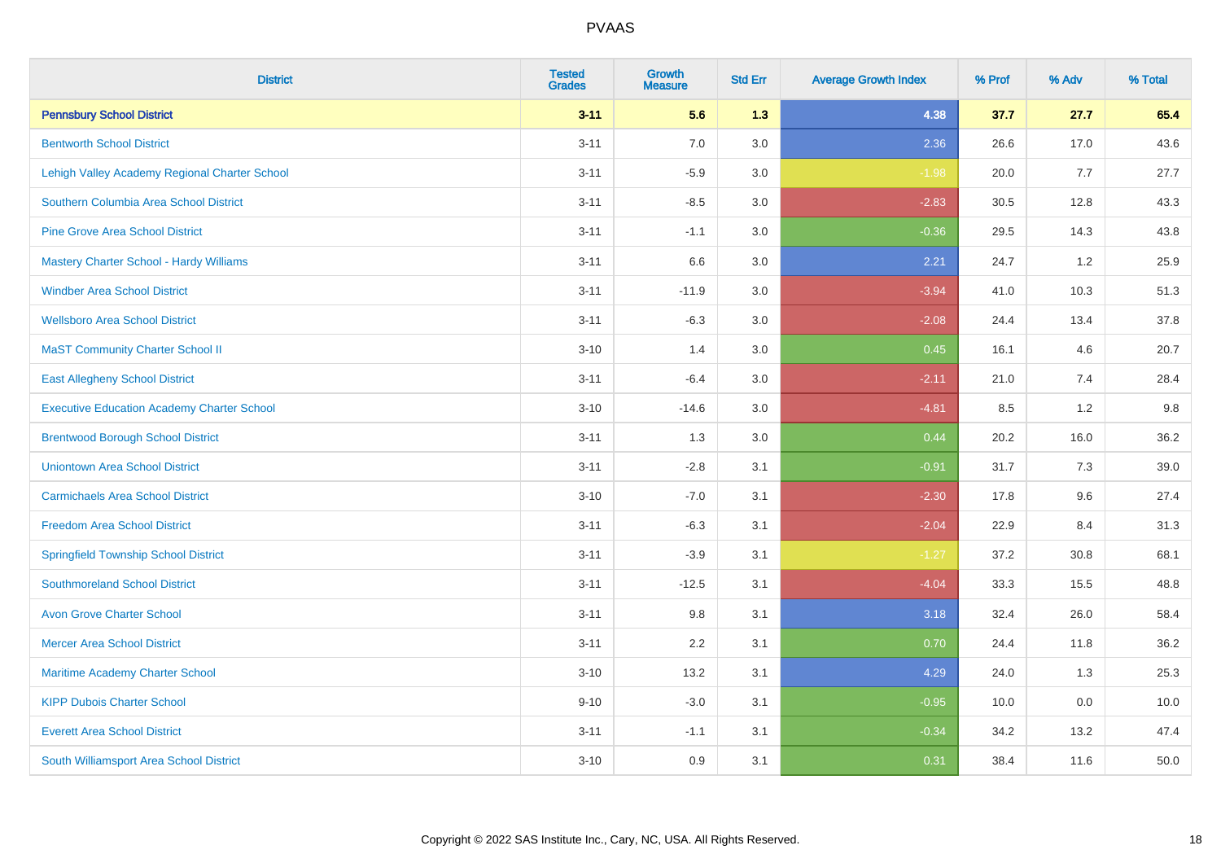| District | Tested Grades | Growth Measure | Std Err | Average Growth Index | % Prof | % Adv | % Total |
|---|---|---|---|---|---|---|---|
| **Pennsbury School District** | **3-11** | **5.6** | **1.3** | **4.38** | **37.7** | **27.7** | **65.4** |
| Bentworth School District | 3-11 | 7.0 | 3.0 | 2.36 | 26.6 | 17.0 | 43.6 |
| Lehigh Valley Academy Regional Charter School | 3-11 | -5.9 | 3.0 | -1.98 | 20.0 | 7.7 | 27.7 |
| Southern Columbia Area School District | 3-11 | -8.5 | 3.0 | -2.83 | 30.5 | 12.8 | 43.3 |
| Pine Grove Area School District | 3-11 | -1.1 | 3.0 | -0.36 | 29.5 | 14.3 | 43.8 |
| Mastery Charter School - Hardy Williams | 3-11 | 6.6 | 3.0 | 2.21 | 24.7 | 1.2 | 25.9 |
| Windber Area School District | 3-11 | -11.9 | 3.0 | -3.94 | 41.0 | 10.3 | 51.3 |
| Wellsboro Area School District | 3-11 | -6.3 | 3.0 | -2.08 | 24.4 | 13.4 | 37.8 |
| MaST Community Charter School II | 3-10 | 1.4 | 3.0 | 0.45 | 16.1 | 4.6 | 20.7 |
| East Allegheny School District | 3-11 | -6.4 | 3.0 | -2.11 | 21.0 | 7.4 | 28.4 |
| Executive Education Academy Charter School | 3-10 | -14.6 | 3.0 | -4.81 | 8.5 | 1.2 | 9.8 |
| Brentwood Borough School District | 3-11 | 1.3 | 3.0 | 0.44 | 20.2 | 16.0 | 36.2 |
| Uniontown Area School District | 3-11 | -2.8 | 3.1 | -0.91 | 31.7 | 7.3 | 39.0 |
| Carmichaels Area School District | 3-10 | -7.0 | 3.1 | -2.30 | 17.8 | 9.6 | 27.4 |
| Freedom Area School District | 3-11 | -6.3 | 3.1 | -2.04 | 22.9 | 8.4 | 31.3 |
| Springfield Township School District | 3-11 | -3.9 | 3.1 | -1.27 | 37.2 | 30.8 | 68.1 |
| Southmoreland School District | 3-11 | -12.5 | 3.1 | -4.04 | 33.3 | 15.5 | 48.8 |
| Avon Grove Charter School | 3-11 | 9.8 | 3.1 | 3.18 | 32.4 | 26.0 | 58.4 |
| Mercer Area School District | 3-11 | 2.2 | 3.1 | 0.70 | 24.4 | 11.8 | 36.2 |
| Maritime Academy Charter School | 3-10 | 13.2 | 3.1 | 4.29 | 24.0 | 1.3 | 25.3 |
| KIPP Dubois Charter School | 9-10 | -3.0 | 3.1 | -0.95 | 10.0 | 0.0 | 10.0 |
| Everett Area School District | 3-11 | -1.1 | 3.1 | -0.34 | 34.2 | 13.2 | 47.4 |
| South Williamsport Area School District | 3-10 | 0.9 | 3.1 | 0.31 | 38.4 | 11.6 | 50.0 |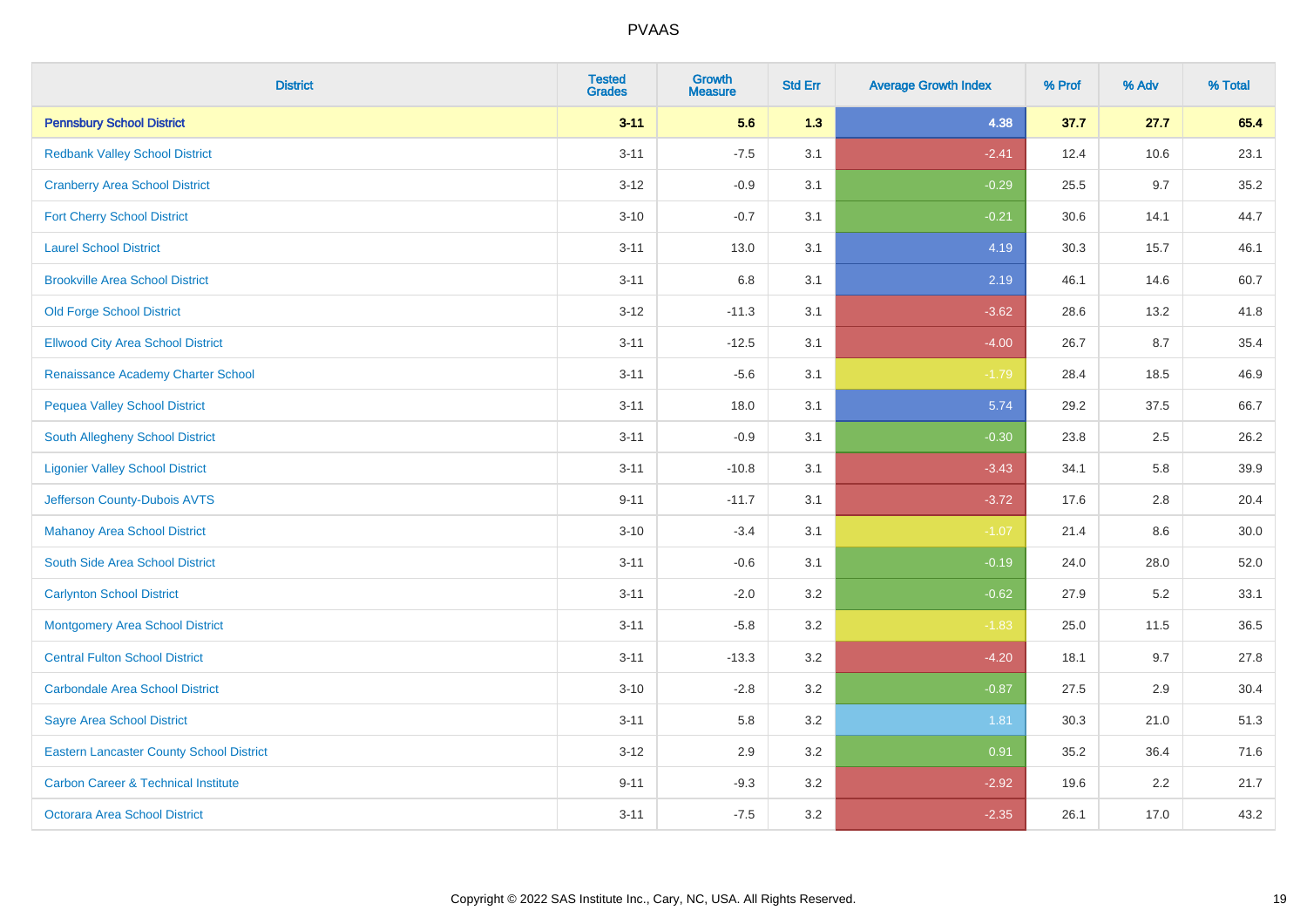| District | Tested Grades | Growth Measure | Std Err | Average Growth Index | % Prof | % Adv | % Total |
|---|---|---|---|---|---|---|---|
| **Pennsbury School District** | **3-11** | **5.6** | **1.3** | **4.38** | **37.7** | **27.7** | **65.4** |
| Redbank Valley School District | 3-11 | -7.5 | 3.1 | -2.41 | 12.4 | 10.6 | 23.1 |
| Cranberry Area School District | 3-12 | -0.9 | 3.1 | -0.29 | 25.5 | 9.7 | 35.2 |
| Fort Cherry School District | 3-10 | -0.7 | 3.1 | -0.21 | 30.6 | 14.1 | 44.7 |
| Laurel School District | 3-11 | 13.0 | 3.1 | 4.19 | 30.3 | 15.7 | 46.1 |
| Brookville Area School District | 3-11 | 6.8 | 3.1 | 2.19 | 46.1 | 14.6 | 60.7 |
| Old Forge School District | 3-12 | -11.3 | 3.1 | -3.62 | 28.6 | 13.2 | 41.8 |
| Ellwood City Area School District | 3-11 | -12.5 | 3.1 | -4.00 | 26.7 | 8.7 | 35.4 |
| Renaissance Academy Charter School | 3-11 | -5.6 | 3.1 | -1.79 | 28.4 | 18.5 | 46.9 |
| Pequea Valley School District | 3-11 | 18.0 | 3.1 | 5.74 | 29.2 | 37.5 | 66.7 |
| South Allegheny School District | 3-11 | -0.9 | 3.1 | -0.30 | 23.8 | 2.5 | 26.2 |
| Ligonier Valley School District | 3-11 | -10.8 | 3.1 | -3.43 | 34.1 | 5.8 | 39.9 |
| Jefferson County-Dubois AVTS | 9-11 | -11.7 | 3.1 | -3.72 | 17.6 | 2.8 | 20.4 |
| Mahanoy Area School District | 3-10 | -3.4 | 3.1 | -1.07 | 21.4 | 8.6 | 30.0 |
| South Side Area School District | 3-11 | -0.6 | 3.1 | -0.19 | 24.0 | 28.0 | 52.0 |
| Carlynton School District | 3-11 | -2.0 | 3.2 | -0.62 | 27.9 | 5.2 | 33.1 |
| Montgomery Area School District | 3-11 | -5.8 | 3.2 | -1.83 | 25.0 | 11.5 | 36.5 |
| Central Fulton School District | 3-11 | -13.3 | 3.2 | -4.20 | 18.1 | 9.7 | 27.8 |
| Carbondale Area School District | 3-10 | -2.8 | 3.2 | -0.87 | 27.5 | 2.9 | 30.4 |
| Sayre Area School District | 3-11 | 5.8 | 3.2 | 1.81 | 30.3 | 21.0 | 51.3 |
| Eastern Lancaster County School District | 3-12 | 2.9 | 3.2 | 0.91 | 35.2 | 36.4 | 71.6 |
| Carbon Career & Technical Institute | 9-11 | -9.3 | 3.2 | -2.92 | 19.6 | 2.2 | 21.7 |
| Octorara Area School District | 3-11 | -7.5 | 3.2 | -2.35 | 26.1 | 17.0 | 43.2 |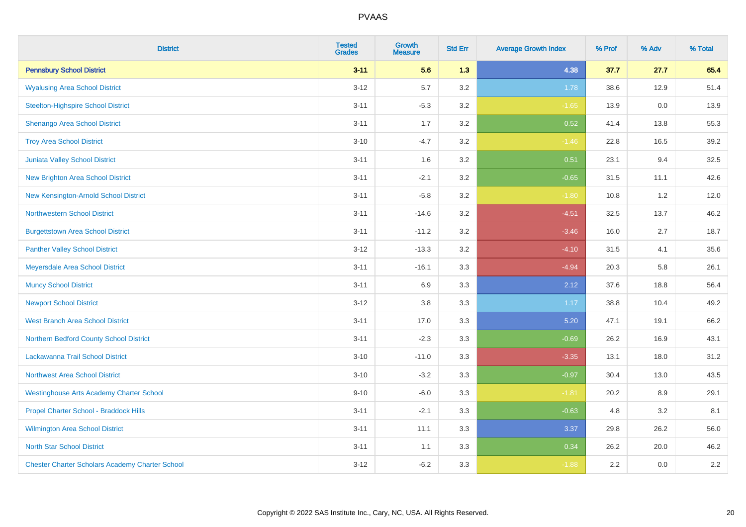| District | Tested Grades | Growth Measure | Std Err | Average Growth Index | % Prof | % Adv | % Total |
|---|---|---|---|---|---|---|---|
| **Pennsbury School District** | **3-11** | **5.6** | **1.3** | **4.38** | **37.7** | **27.7** | **65.4** |
| Wyalusing Area School District | 3-12 | 5.7 | 3.2 | 1.78 | 38.6 | 12.9 | 51.4 |
| Steelton-Highspire School District | 3-11 | -5.3 | 3.2 | -1.65 | 13.9 | 0.0 | 13.9 |
| Shenango Area School District | 3-11 | 1.7 | 3.2 | 0.52 | 41.4 | 13.8 | 55.3 |
| Troy Area School District | 3-10 | -4.7 | 3.2 | -1.46 | 22.8 | 16.5 | 39.2 |
| Juniata Valley School District | 3-11 | 1.6 | 3.2 | 0.51 | 23.1 | 9.4 | 32.5 |
| New Brighton Area School District | 3-11 | -2.1 | 3.2 | -0.65 | 31.5 | 11.1 | 42.6 |
| New Kensington-Arnold School District | 3-11 | -5.8 | 3.2 | -1.80 | 10.8 | 1.2 | 12.0 |
| Northwestern School District | 3-11 | -14.6 | 3.2 | -4.51 | 32.5 | 13.7 | 46.2 |
| Burgettstown Area School District | 3-11 | -11.2 | 3.2 | -3.46 | 16.0 | 2.7 | 18.7 |
| Panther Valley School District | 3-12 | -13.3 | 3.2 | -4.10 | 31.5 | 4.1 | 35.6 |
| Meyersdale Area School District | 3-11 | -16.1 | 3.3 | -4.94 | 20.3 | 5.8 | 26.1 |
| Muncy School District | 3-11 | 6.9 | 3.3 | 2.12 | 37.6 | 18.8 | 56.4 |
| Newport School District | 3-12 | 3.8 | 3.3 | 1.17 | 38.8 | 10.4 | 49.2 |
| West Branch Area School District | 3-11 | 17.0 | 3.3 | 5.20 | 47.1 | 19.1 | 66.2 |
| Northern Bedford County School District | 3-11 | -2.3 | 3.3 | -0.69 | 26.2 | 16.9 | 43.1 |
| Lackawanna Trail School District | 3-10 | -11.0 | 3.3 | -3.35 | 13.1 | 18.0 | 31.2 |
| Northwest Area School District | 3-10 | -3.2 | 3.3 | -0.97 | 30.4 | 13.0 | 43.5 |
| Westinghouse Arts Academy Charter School | 9-10 | -6.0 | 3.3 | -1.81 | 20.2 | 8.9 | 29.1 |
| Propel Charter School - Braddock Hills | 3-11 | -2.1 | 3.3 | -0.63 | 4.8 | 3.2 | 8.1 |
| Wilmington Area School District | 3-11 | 11.1 | 3.3 | 3.37 | 29.8 | 26.2 | 56.0 |
| North Star School District | 3-11 | 1.1 | 3.3 | 0.34 | 26.2 | 20.0 | 46.2 |
| Chester Charter Scholars Academy Charter School | 3-12 | -6.2 | 3.3 | -1.88 | 2.2 | 0.0 | 2.2 |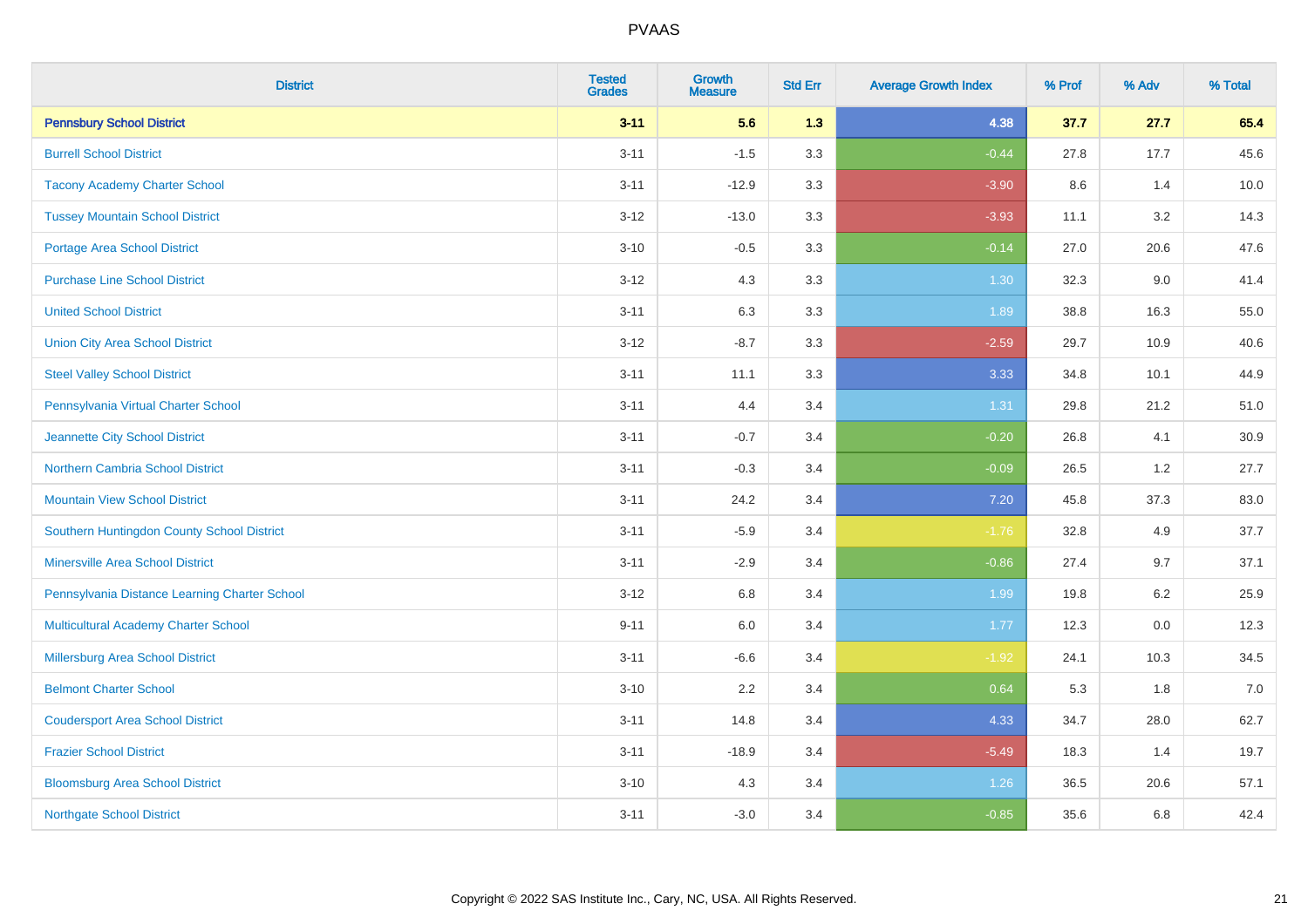# PVAAS

| District | Tested Grades | Growth Measure | Std Err | Average Growth Index | % Prof | % Adv | % Total |
|---|---|---|---|---|---|---|---|
| **Pennsbury School District** | **3-11** | **5.6** | **1.3** | **4.38** | **37.7** | **27.7** | **65.4** |
| Burrell School District | 3-11 | -1.5 | 3.3 | -0.44 | 27.8 | 17.7 | 45.6 |
| Tacony Academy Charter School | 3-11 | -12.9 | 3.3 | -3.90 | 8.6 | 1.4 | 10.0 |
| Tussey Mountain School District | 3-12 | -13.0 | 3.3 | -3.93 | 11.1 | 3.2 | 14.3 |
| Portage Area School District | 3-10 | -0.5 | 3.3 | -0.14 | 27.0 | 20.6 | 47.6 |
| Purchase Line School District | 3-12 | 4.3 | 3.3 | 1.30 | 32.3 | 9.0 | 41.4 |
| United School District | 3-11 | 6.3 | 3.3 | 1.89 | 38.8 | 16.3 | 55.0 |
| Union City Area School District | 3-12 | -8.7 | 3.3 | -2.59 | 29.7 | 10.9 | 40.6 |
| Steel Valley School District | 3-11 | 11.1 | 3.3 | 3.33 | 34.8 | 10.1 | 44.9 |
| Pennsylvania Virtual Charter School | 3-11 | 4.4 | 3.4 | 1.31 | 29.8 | 21.2 | 51.0 |
| Jeannette City School District | 3-11 | -0.7 | 3.4 | -0.20 | 26.8 | 4.1 | 30.9 |
| Northern Cambria School District | 3-11 | -0.3 | 3.4 | -0.09 | 26.5 | 1.2 | 27.7 |
| Mountain View School District | 3-11 | 24.2 | 3.4 | 7.20 | 45.8 | 37.3 | 83.0 |
| Southern Huntingdon County School District | 3-11 | -5.9 | 3.4 | -1.76 | 32.8 | 4.9 | 37.7 |
| Minersville Area School District | 3-11 | -2.9 | 3.4 | -0.86 | 27.4 | 9.7 | 37.1 |
| Pennsylvania Distance Learning Charter School | 3-12 | 6.8 | 3.4 | 1.99 | 19.8 | 6.2 | 25.9 |
| Multicultural Academy Charter School | 9-11 | 6.0 | 3.4 | 1.77 | 12.3 | 0.0 | 12.3 |
| Millersburg Area School District | 3-11 | -6.6 | 3.4 | -1.92 | 24.1 | 10.3 | 34.5 |
| Belmont Charter School | 3-10 | 2.2 | 3.4 | 0.64 | 5.3 | 1.8 | 7.0 |
| Coudersport Area School District | 3-11 | 14.8 | 3.4 | 4.33 | 34.7 | 28.0 | 62.7 |
| Frazier School District | 3-11 | -18.9 | 3.4 | -5.49 | 18.3 | 1.4 | 19.7 |
| Bloomsburg Area School District | 3-10 | 4.3 | 3.4 | 1.26 | 36.5 | 20.6 | 57.1 |
| Northgate School District | 3-11 | -3.0 | 3.4 | -0.85 | 35.6 | 6.8 | 42.4 |

Copyright © 2022 SAS Institute Inc., Cary, NC, USA. All Rights Reserved.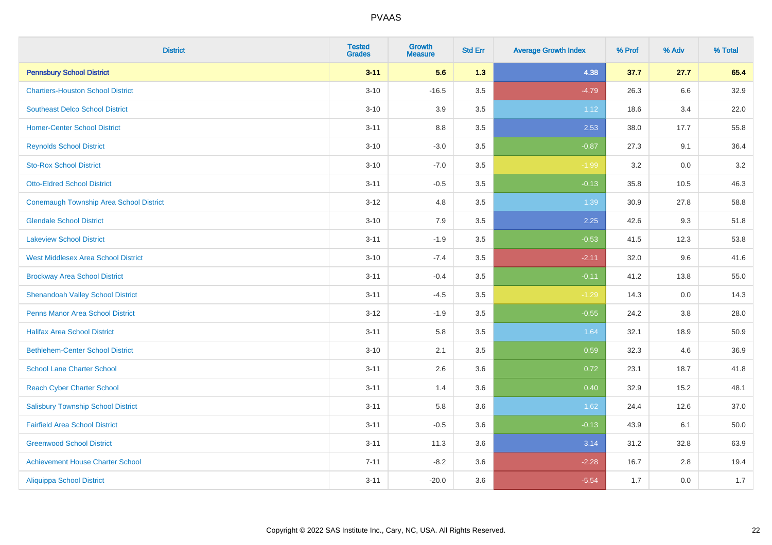# PVAAS

| District | Tested Grades | Growth Measure | Std Err | Average Growth Index | % Prof | % Adv | % Total |
|---|---|---|---|---|---|---|---|
| **Pennsbury School District** | **3-11** | **5.6** | **1.3** | **4.38** | **37.7** | **27.7** | **65.4** |
| Chartiers-Houston School District | 3-10 | -16.5 | 3.5 | -4.79 | 26.3 | 6.6 | 32.9 |
| Southeast Delco School District | 3-10 | 3.9 | 3.5 | 1.12 | 18.6 | 3.4 | 22.0 |
| Homer-Center School District | 3-11 | 8.8 | 3.5 | 2.53 | 38.0 | 17.7 | 55.8 |
| Reynolds School District | 3-10 | -3.0 | 3.5 | -0.87 | 27.3 | 9.1 | 36.4 |
| Sto-Rox School District | 3-10 | -7.0 | 3.5 | -1.99 | 3.2 | 0.0 | 3.2 |
| Otto-Eldred School District | 3-11 | -0.5 | 3.5 | -0.13 | 35.8 | 10.5 | 46.3 |
| Conemaugh Township Area School District | 3-12 | 4.8 | 3.5 | 1.39 | 30.9 | 27.8 | 58.8 |
| Glendale School District | 3-10 | 7.9 | 3.5 | 2.25 | 42.6 | 9.3 | 51.8 |
| Lakeview School District | 3-11 | -1.9 | 3.5 | -0.53 | 41.5 | 12.3 | 53.8 |
| West Middlesex Area School District | 3-10 | -7.4 | 3.5 | -2.11 | 32.0 | 9.6 | 41.6 |
| Brockway Area School District | 3-11 | -0.4 | 3.5 | -0.11 | 41.2 | 13.8 | 55.0 |
| Shenandoah Valley School District | 3-11 | -4.5 | 3.5 | -1.29 | 14.3 | 0.0 | 14.3 |
| Penns Manor Area School District | 3-12 | -1.9 | 3.5 | -0.55 | 24.2 | 3.8 | 28.0 |
| Halifax Area School District | 3-11 | 5.8 | 3.5 | 1.64 | 32.1 | 18.9 | 50.9 |
| Bethlehem-Center School District | 3-10 | 2.1 | 3.5 | 0.59 | 32.3 | 4.6 | 36.9 |
| School Lane Charter School | 3-11 | 2.6 | 3.6 | 0.72 | 23.1 | 18.7 | 41.8 |
| Reach Cyber Charter School | 3-11 | 1.4 | 3.6 | 0.40 | 32.9 | 15.2 | 48.1 |
| Salisbury Township School District | 3-11 | 5.8 | 3.6 | 1.62 | 24.4 | 12.6 | 37.0 |
| Fairfield Area School District | 3-11 | -0.5 | 3.6 | -0.13 | 43.9 | 6.1 | 50.0 |
| Greenwood School District | 3-11 | 11.3 | 3.6 | 3.14 | 31.2 | 32.8 | 63.9 |
| Achievement House Charter School | 7-11 | -8.2 | 3.6 | -2.28 | 16.7 | 2.8 | 19.4 |
| Aliquippa School District | 3-11 | -20.0 | 3.6 | -5.54 | 1.7 | 0.0 | 1.7 |

Copyright © 2022 SAS Institute Inc., Cary, NC, USA. All Rights Reserved.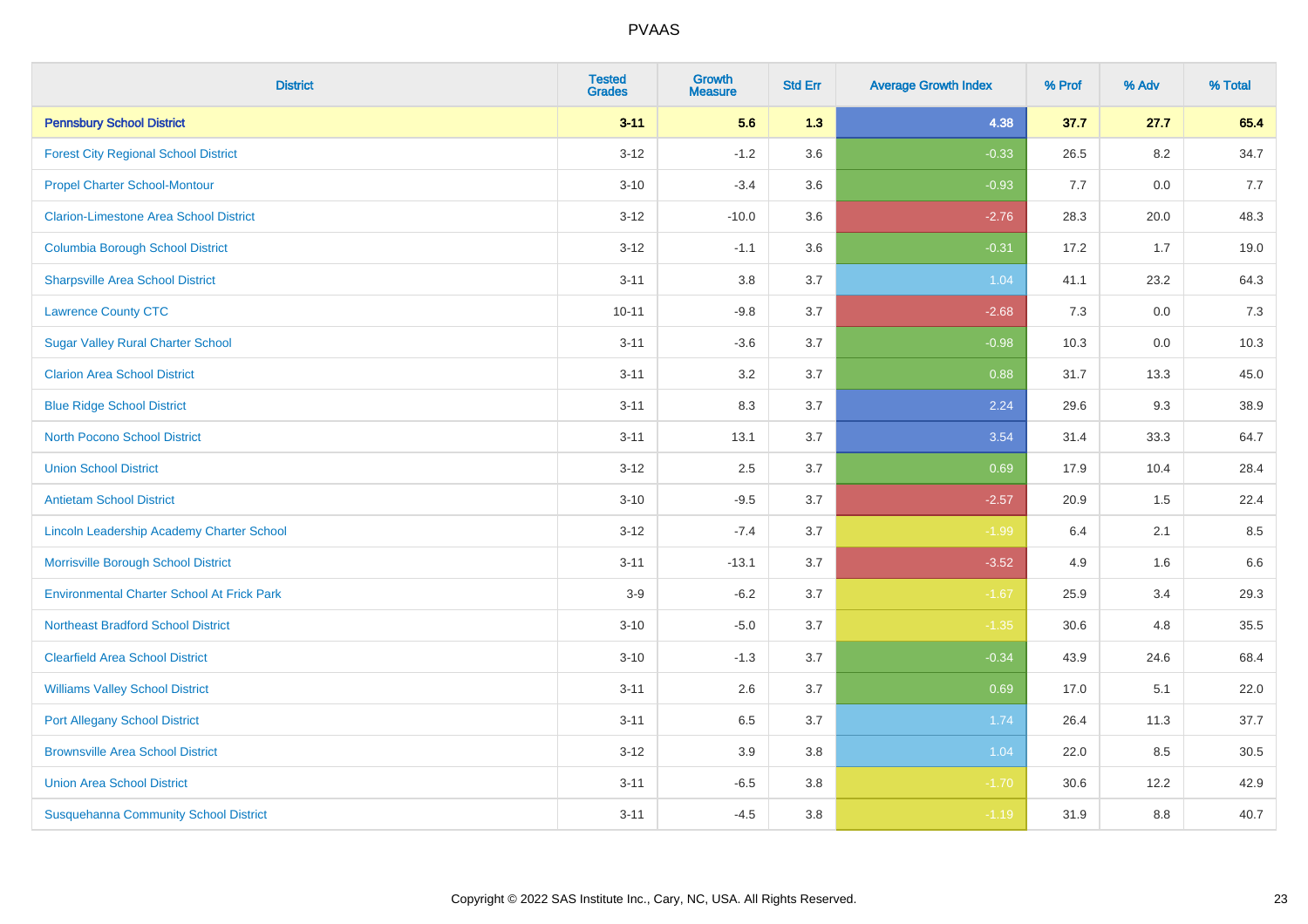| District | Tested Grades | Growth Measure | Std Err | Average Growth Index | % Prof | % Adv | % Total |
|---|---|---|---|---|---|---|---|
| **Pennsbury School District** | **3-11** | **5.6** | **1.3** | **4.38** | **37.7** | **27.7** | **65.4** |
| Forest City Regional School District | 3-12 | -1.2 | 3.6 | -0.33 | 26.5 | 8.2 | 34.7 |
| Propel Charter School-Montour | 3-10 | -3.4 | 3.6 | -0.93 | 7.7 | 0.0 | 7.7 |
| Clarion-Limestone Area School District | 3-12 | -10.0 | 3.6 | -2.76 | 28.3 | 20.0 | 48.3 |
| Columbia Borough School District | 3-12 | -1.1 | 3.6 | -0.31 | 17.2 | 1.7 | 19.0 |
| Sharpsville Area School District | 3-11 | 3.8 | 3.7 | 1.04 | 41.1 | 23.2 | 64.3 |
| Lawrence County CTC | 10-11 | -9.8 | 3.7 | -2.68 | 7.3 | 0.0 | 7.3 |
| Sugar Valley Rural Charter School | 3-11 | -3.6 | 3.7 | -0.98 | 10.3 | 0.0 | 10.3 |
| Clarion Area School District | 3-11 | 3.2 | 3.7 | 0.88 | 31.7 | 13.3 | 45.0 |
| Blue Ridge School District | 3-11 | 8.3 | 3.7 | 2.24 | 29.6 | 9.3 | 38.9 |
| North Pocono School District | 3-11 | 13.1 | 3.7 | 3.54 | 31.4 | 33.3 | 64.7 |
| Union School District | 3-12 | 2.5 | 3.7 | 0.69 | 17.9 | 10.4 | 28.4 |
| Antietam School District | 3-10 | -9.5 | 3.7 | -2.57 | 20.9 | 1.5 | 22.4 |
| Lincoln Leadership Academy Charter School | 3-12 | -7.4 | 3.7 | -1.99 | 6.4 | 2.1 | 8.5 |
| Morrisville Borough School District | 3-11 | -13.1 | 3.7 | -3.52 | 4.9 | 1.6 | 6.6 |
| Environmental Charter School At Frick Park | 3-9 | -6.2 | 3.7 | -1.67 | 25.9 | 3.4 | 29.3 |
| Northeast Bradford School District | 3-10 | -5.0 | 3.7 | -1.35 | 30.6 | 4.8 | 35.5 |
| Clearfield Area School District | 3-10 | -1.3 | 3.7 | -0.34 | 43.9 | 24.6 | 68.4 |
| Williams Valley School District | 3-11 | 2.6 | 3.7 | 0.69 | 17.0 | 5.1 | 22.0 |
| Port Allegany School District | 3-11 | 6.5 | 3.7 | 1.74 | 26.4 | 11.3 | 37.7 |
| Brownsville Area School District | 3-12 | 3.9 | 3.8 | 1.04 | 22.0 | 8.5 | 30.5 |
| Union Area School District | 3-11 | -6.5 | 3.8 | -1.70 | 30.6 | 12.2 | 42.9 |
| Susquehanna Community School District | 3-11 | -4.5 | 3.8 | -1.19 | 31.9 | 8.8 | 40.7 |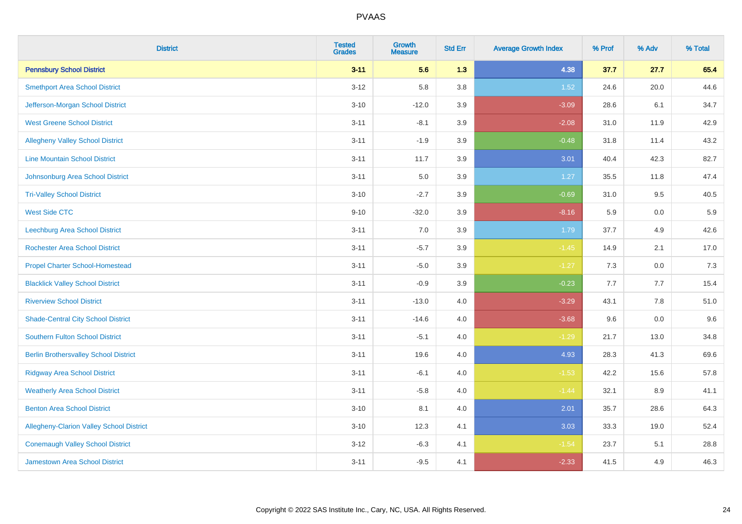| District | Tested Grades | Growth Measure | Std Err | Average Growth Index | % Prof | % Adv | % Total |
|---|---|---|---|---|---|---|---|
| **Pennsbury School District** | **3-11** | **5.6** | **1.3** | **4.38** | **37.7** | **27.7** | **65.4** |
| Smethport Area School District | 3-12 | 5.8 | 3.8 | 1.52 | 24.6 | 20.0 | 44.6 |
| Jefferson-Morgan School District | 3-10 | -12.0 | 3.9 | -3.09 | 28.6 | 6.1 | 34.7 |
| West Greene School District | 3-11 | -8.1 | 3.9 | -2.08 | 31.0 | 11.9 | 42.9 |
| Allegheny Valley School District | 3-11 | -1.9 | 3.9 | -0.48 | 31.8 | 11.4 | 43.2 |
| Line Mountain School District | 3-11 | 11.7 | 3.9 | 3.01 | 40.4 | 42.3 | 82.7 |
| Johnsonburg Area School District | 3-11 | 5.0 | 3.9 | 1.27 | 35.5 | 11.8 | 47.4 |
| Tri-Valley School District | 3-10 | -2.7 | 3.9 | -0.69 | 31.0 | 9.5 | 40.5 |
| West Side CTC | 9-10 | -32.0 | 3.9 | -8.16 | 5.9 | 0.0 | 5.9 |
| Leechburg Area School District | 3-11 | 7.0 | 3.9 | 1.79 | 37.7 | 4.9 | 42.6 |
| Rochester Area School District | 3-11 | -5.7 | 3.9 | -1.45 | 14.9 | 2.1 | 17.0 |
| Propel Charter School-Homestead | 3-11 | -5.0 | 3.9 | -1.27 | 7.3 | 0.0 | 7.3 |
| Blacklick Valley School District | 3-11 | -0.9 | 3.9 | -0.23 | 7.7 | 7.7 | 15.4 |
| Riverview School District | 3-11 | -13.0 | 4.0 | -3.29 | 43.1 | 7.8 | 51.0 |
| Shade-Central City School District | 3-11 | -14.6 | 4.0 | -3.68 | 9.6 | 0.0 | 9.6 |
| Southern Fulton School District | 3-11 | -5.1 | 4.0 | -1.29 | 21.7 | 13.0 | 34.8 |
| Berlin Brothersvalley School District | 3-11 | 19.6 | 4.0 | 4.93 | 28.3 | 41.3 | 69.6 |
| Ridgway Area School District | 3-11 | -6.1 | 4.0 | -1.53 | 42.2 | 15.6 | 57.8 |
| Weatherly Area School District | 3-11 | -5.8 | 4.0 | -1.44 | 32.1 | 8.9 | 41.1 |
| Benton Area School District | 3-10 | 8.1 | 4.0 | 2.01 | 35.7 | 28.6 | 64.3 |
| Allegheny-Clarion Valley School District | 3-10 | 12.3 | 4.1 | 3.03 | 33.3 | 19.0 | 52.4 |
| Conemaugh Valley School District | 3-12 | -6.3 | 4.1 | -1.54 | 23.7 | 5.1 | 28.8 |
| Jamestown Area School District | 3-11 | -9.5 | 4.1 | -2.33 | 41.5 | 4.9 | 46.3 |

Copyright © 2022 SAS Institute Inc., Cary, NC, USA. All Rights Reserved.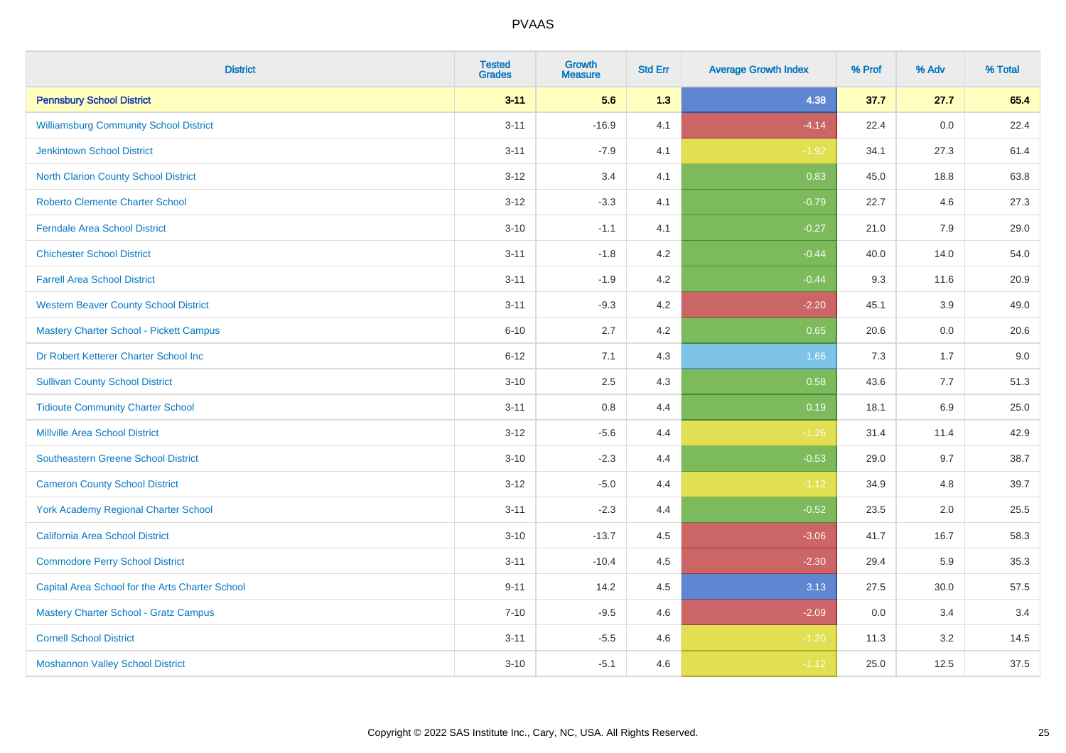# PVAAS

| District | Tested Grades | Growth Measure | Std Err | Average Growth Index | % Prof | % Adv | % Total |
|---|---|---|---|---|---|---|---|
| **Pennsbury School District** | **3-11** | **5.6** | **1.3** | **4.38** | **37.7** | **27.7** | **65.4** |
| Williamsburg Community School District | 3-11 | -16.9 | 4.1 | -4.14 | 22.4 | 0.0 | 22.4 |
| Jenkintown School District | 3-11 | -7.9 | 4.1 | -1.92 | 34.1 | 27.3 | 61.4 |
| North Clarion County School District | 3-12 | 3.4 | 4.1 | 0.83 | 45.0 | 18.8 | 63.8 |
| Roberto Clemente Charter School | 3-12 | -3.3 | 4.1 | -0.79 | 22.7 | 4.6 | 27.3 |
| Ferndale Area School District | 3-10 | -1.1 | 4.1 | -0.27 | 21.0 | 7.9 | 29.0 |
| Chichester School District | 3-11 | -1.8 | 4.2 | -0.44 | 40.0 | 14.0 | 54.0 |
| Farrell Area School District | 3-11 | -1.9 | 4.2 | -0.44 | 9.3 | 11.6 | 20.9 |
| Western Beaver County School District | 3-11 | -9.3 | 4.2 | -2.20 | 45.1 | 3.9 | 49.0 |
| Mastery Charter School - Pickett Campus | 6-10 | 2.7 | 4.2 | 0.65 | 20.6 | 0.0 | 20.6 |
| Dr Robert Ketterer Charter School Inc | 6-12 | 7.1 | 4.3 | 1.66 | 7.3 | 1.7 | 9.0 |
| Sullivan County School District | 3-10 | 2.5 | 4.3 | 0.58 | 43.6 | 7.7 | 51.3 |
| Tidioute Community Charter School | 3-11 | 0.8 | 4.4 | 0.19 | 18.1 | 6.9 | 25.0 |
| Millville Area School District | 3-12 | -5.6 | 4.4 | -1.26 | 31.4 | 11.4 | 42.9 |
| Southeastern Greene School District | 3-10 | -2.3 | 4.4 | -0.53 | 29.0 | 9.7 | 38.7 |
| Cameron County School District | 3-12 | -5.0 | 4.4 | -1.12 | 34.9 | 4.8 | 39.7 |
| York Academy Regional Charter School | 3-11 | -2.3 | 4.4 | -0.52 | 23.5 | 2.0 | 25.5 |
| California Area School District | 3-10 | -13.7 | 4.5 | -3.06 | 41.7 | 16.7 | 58.3 |
| Commodore Perry School District | 3-11 | -10.4 | 4.5 | -2.30 | 29.4 | 5.9 | 35.3 |
| Capital Area School for the Arts Charter School | 9-11 | 14.2 | 4.5 | 3.13 | 27.5 | 30.0 | 57.5 |
| Mastery Charter School - Gratz Campus | 7-10 | -9.5 | 4.6 | -2.09 | 0.0 | 3.4 | 3.4 |
| Cornell School District | 3-11 | -5.5 | 4.6 | -1.20 | 11.3 | 3.2 | 14.5 |
| Moshannon Valley School District | 3-10 | -5.1 | 4.6 | -1.12 | 25.0 | 12.5 | 37.5 |

Copyright © 2022 SAS Institute Inc., Cary, NC, USA. All Rights Reserved.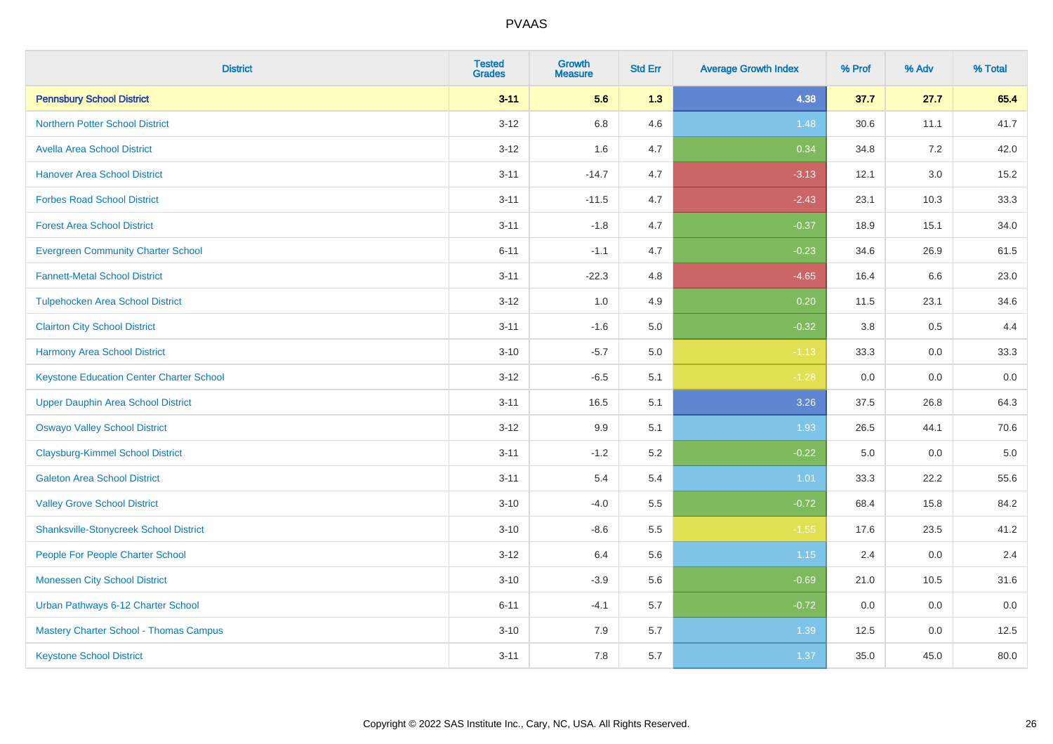# PVAAS

| District | Tested Grades | Growth Measure | Std Err | Average Growth Index | % Prof | % Adv | % Total |
|---|---|---|---|---|---|---|---|
| **Pennsbury School District** | **3-11** | **5.6** | **1.3** | **4.38** | **37.7** | **27.7** | **65.4** |
| Northern Potter School District | 3-12 | 6.8 | 4.6 | 1.48 | 30.6 | 11.1 | 41.7 |
| Avella Area School District | 3-12 | 1.6 | 4.7 | 0.34 | 34.8 | 7.2 | 42.0 |
| Hanover Area School District | 3-11 | -14.7 | 4.7 | -3.13 | 12.1 | 3.0 | 15.2 |
| Forbes Road School District | 3-11 | -11.5 | 4.7 | -2.43 | 23.1 | 10.3 | 33.3 |
| Forest Area School District | 3-11 | -1.8 | 4.7 | -0.37 | 18.9 | 15.1 | 34.0 |
| Evergreen Community Charter School | 6-11 | -1.1 | 4.7 | -0.23 | 34.6 | 26.9 | 61.5 |
| Fannett-Metal School District | 3-11 | -22.3 | 4.8 | -4.65 | 16.4 | 6.6 | 23.0 |
| Tulpehocken Area School District | 3-12 | 1.0 | 4.9 | 0.20 | 11.5 | 23.1 | 34.6 |
| Clairton City School District | 3-11 | -1.6 | 5.0 | -0.32 | 3.8 | 0.5 | 4.4 |
| Harmony Area School District | 3-10 | -5.7 | 5.0 | -1.13 | 33.3 | 0.0 | 33.3 |
| Keystone Education Center Charter School | 3-12 | -6.5 | 5.1 | -1.28 | 0.0 | 0.0 | 0.0 |
| Upper Dauphin Area School District | 3-11 | 16.5 | 5.1 | 3.26 | 37.5 | 26.8 | 64.3 |
| Oswayo Valley School District | 3-12 | 9.9 | 5.1 | 1.93 | 26.5 | 44.1 | 70.6 |
| Claysburg-Kimmel School District | 3-11 | -1.2 | 5.2 | -0.22 | 5.0 | 0.0 | 5.0 |
| Galeton Area School District | 3-11 | 5.4 | 5.4 | 1.01 | 33.3 | 22.2 | 55.6 |
| Valley Grove School District | 3-10 | -4.0 | 5.5 | -0.72 | 68.4 | 15.8 | 84.2 |
| Shanksville-Stonycreek School District | 3-10 | -8.6 | 5.5 | -1.55 | 17.6 | 23.5 | 41.2 |
| People For People Charter School | 3-12 | 6.4 | 5.6 | 1.15 | 2.4 | 0.0 | 2.4 |
| Monessen City School District | 3-10 | -3.9 | 5.6 | -0.69 | 21.0 | 10.5 | 31.6 |
| Urban Pathways 6-12 Charter School | 6-11 | -4.1 | 5.7 | -0.72 | 0.0 | 0.0 | 0.0 |
| Mastery Charter School - Thomas Campus | 3-10 | 7.9 | 5.7 | 1.39 | 12.5 | 0.0 | 12.5 |
| Keystone School District | 3-11 | 7.8 | 5.7 | 1.37 | 35.0 | 45.0 | 80.0 |

Copyright © 2022 SAS Institute Inc., Cary, NC, USA. All Rights Reserved.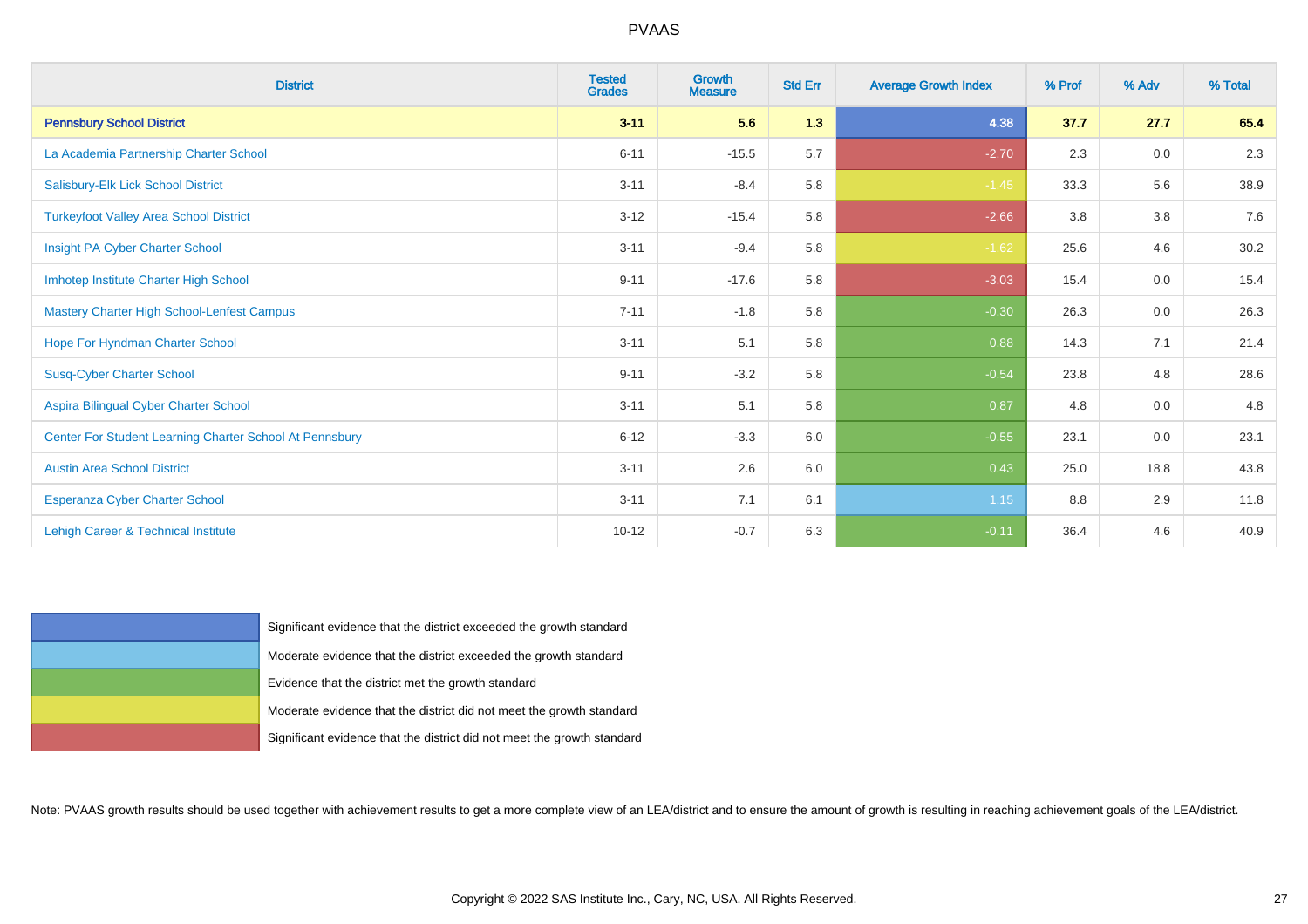# PVAAS

| District | Tested Grades | Growth Measure | Std Err | Average Growth Index | % Prof | % Adv | % Total |
|---|---|---|---|---|---|---|---|
| **Pennsbury School District** | **3-11** | **5.6** | **1.3** | **4.38** | **37.7** | **27.7** | **65.4** |
| La Academia Partnership Charter School | 6-11 | -15.5 | 5.7 | -2.70 | 2.3 | 0.0 | 2.3 |
| Salisbury-Elk Lick School District | 3-11 | -8.4 | 5.8 | -1.45 | 33.3 | 5.6 | 38.9 |
| Turkeyfoot Valley Area School District | 3-12 | -15.4 | 5.8 | -2.66 | 3.8 | 3.8 | 7.6 |
| Insight PA Cyber Charter School | 3-11 | -9.4 | 5.8 | -1.62 | 25.6 | 4.6 | 30.2 |
| Imhotep Institute Charter High School | 9-11 | -17.6 | 5.8 | -3.03 | 15.4 | 0.0 | 15.4 |
| Mastery Charter High School-Lenfest Campus | 7-11 | -1.8 | 5.8 | -0.30 | 26.3 | 0.0 | 26.3 |
| Hope For Hyndman Charter School | 3-11 | 5.1 | 5.8 | 0.88 | 14.3 | 7.1 | 21.4 |
| Susq-Cyber Charter School | 9-11 | -3.2 | 5.8 | -0.54 | 23.8 | 4.8 | 28.6 |
| Aspira Bilingual Cyber Charter School | 3-11 | 5.1 | 5.8 | 0.87 | 4.8 | 0.0 | 4.8 |
| Center For Student Learning Charter School At Pennsbury | 6-12 | -3.3 | 6.0 | -0.55 | 23.1 | 0.0 | 23.1 |
| Austin Area School District | 3-11 | 2.6 | 6.0 | 0.43 | 25.0 | 18.8 | 43.8 |
| Esperanza Cyber Charter School | 3-11 | 7.1 | 6.1 | 1.15 | 8.8 | 2.9 | 11.8 |
| Lehigh Career & Technical Institute | 10-12 | -0.7 | 6.3 | -0.11 | 36.4 | 4.6 | 40.9 |

- Significant evidence that the district exceeded the growth standard
- Moderate evidence that the district exceeded the growth standard
- Evidence that the district met the growth standard
- Moderate evidence that the district did not meet the growth standard
- Significant evidence that the district did not meet the growth standard

Note: PVAAS growth results should be used together with achievement results to get a more complete view of an LEA/district and to ensure the amount of growth is resulting in reaching achievement goals of the LEA/district.

Copyright © 2022 SAS Institute Inc., Cary, NC, USA. All Rights Reserved.